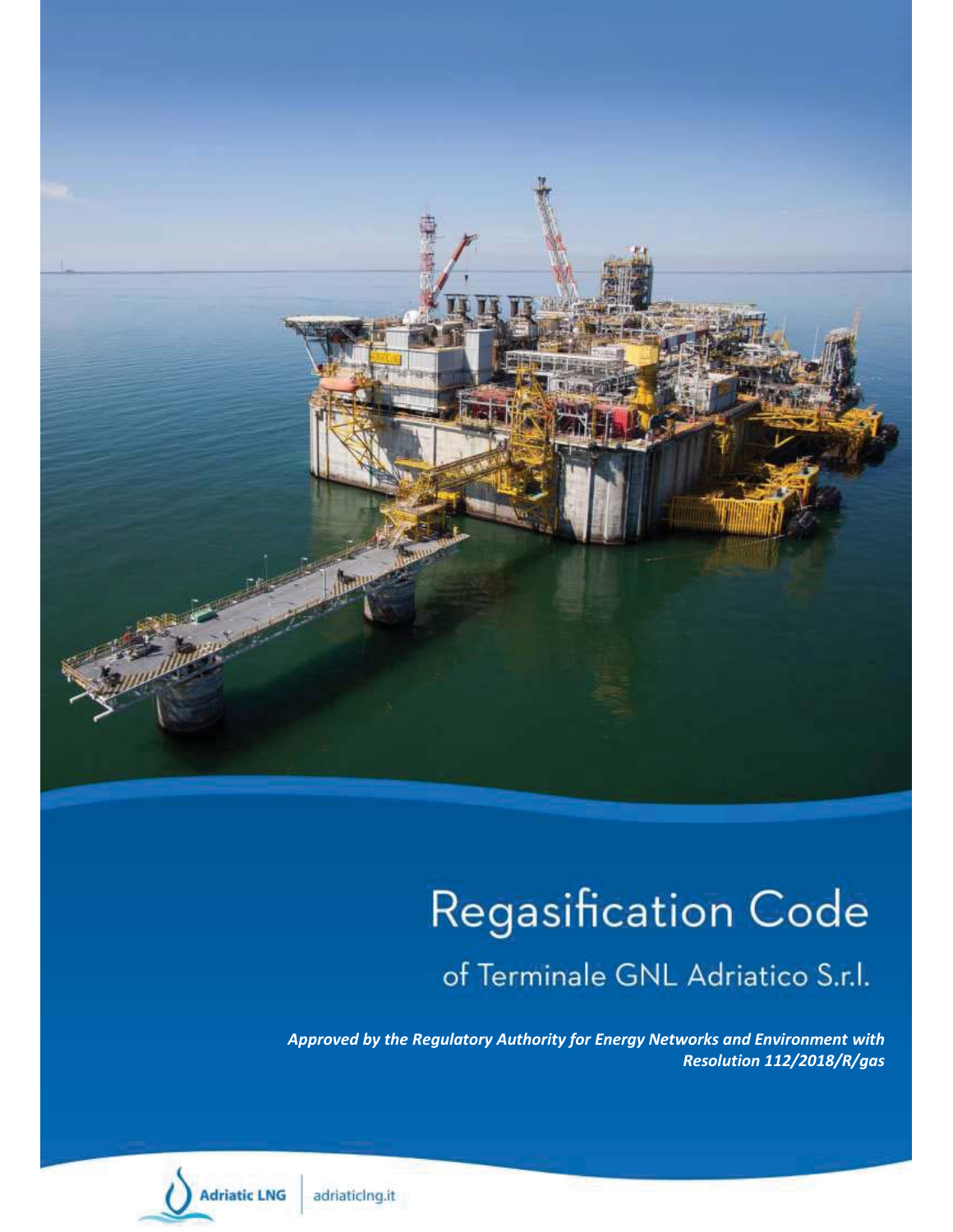# Regasification Code

## of Terminale GNL Adriatico S.r.l.

***Approved by the Regulatory Authority for Energy Networks and Environment with Resolution 112/2018/R/gas***

Adriatic LNG | adriaticlng.it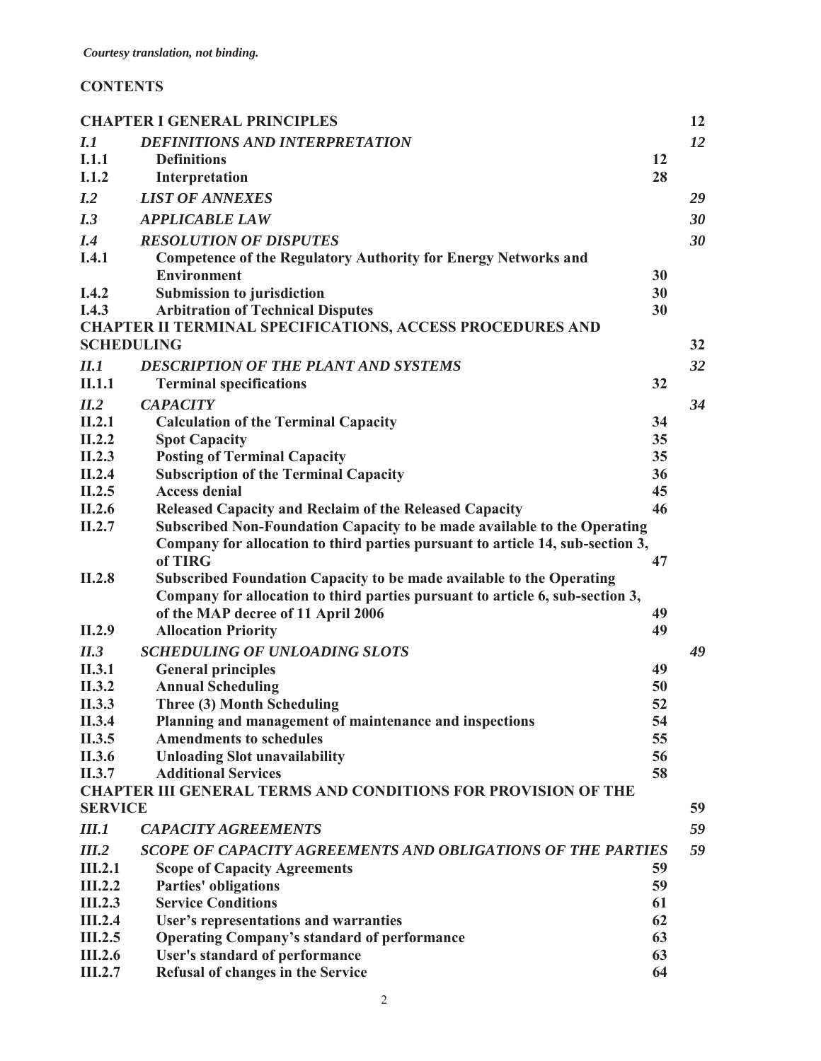*Courtesy translation, not binding.*

**CONTENTS**

| | | | |
|---|---|---|---|
| **CHAPTER I GENERAL PRINCIPLES** | | | **12** |
| ***I.1*** | ***DEFINITIONS AND INTERPRETATION*** | | ***12*** |
| **I.1.1** | **Definitions** | **12** | |
| **I.1.2** | **Interpretation** | **28** | |
| ***I.2*** | ***LIST OF ANNEXES*** | | ***29*** |
| ***I.3*** | ***APPLICABLE LAW*** | | ***30*** |
| ***I.4*** | ***RESOLUTION OF DISPUTES*** | | ***30*** |
| **I.4.1** | **Competence of the Regulatory Authority for Energy Networks and Environment** | **30** | |
| **I.4.2** | **Submission to jurisdiction** | **30** | |
| **I.4.3** | **Arbitration of Technical Disputes** | **30** | |
| **CHAPTER II TERMINAL SPECIFICATIONS, ACCESS PROCEDURES AND SCHEDULING** | | | **32** |
| ***II.1*** | ***DESCRIPTION OF THE PLANT AND SYSTEMS*** | | ***32*** |
| **II.1.1** | **Terminal specifications** | **32** | |
| ***II.2*** | ***CAPACITY*** | | ***34*** |
| **II.2.1** | **Calculation of the Terminal Capacity** | **34** | |
| **II.2.2** | **Spot Capacity** | **35** | |
| **II.2.3** | **Posting of Terminal Capacity** | **35** | |
| **II.2.4** | **Subscription of the Terminal Capacity** | **36** | |
| **II.2.5** | **Access denial** | **45** | |
| **II.2.6** | **Released Capacity and Reclaim of the Released Capacity** | **46** | |
| **II.2.7** | **Subscribed Non-Foundation Capacity to be made available to the Operating Company for allocation to third parties pursuant to article 14, sub-section 3, of TIRG** | **47** | |
| **II.2.8** | **Subscribed Foundation Capacity to be made available to the Operating Company for allocation to third parties pursuant to article 6, sub-section 3, of the MAP decree of 11 April 2006** | **49** | |
| **II.2.9** | **Allocation Priority** | **49** | |
| ***II.3*** | ***SCHEDULING OF UNLOADING SLOTS*** | | ***49*** |
| **II.3.1** | **General principles** | **49** | |
| **II.3.2** | **Annual Scheduling** | **50** | |
| **II.3.3** | **Three (3) Month Scheduling** | **52** | |
| **II.3.4** | **Planning and management of maintenance and inspections** | **54** | |
| **II.3.5** | **Amendments to schedules** | **55** | |
| **II.3.6** | **Unloading Slot unavailability** | **56** | |
| **II.3.7** | **Additional Services** | **58** | |
| **CHAPTER III GENERAL TERMS AND CONDITIONS FOR PROVISION OF THE SERVICE** | | | **59** |
| ***III.1*** | ***CAPACITY AGREEMENTS*** | | ***59*** |
| ***III.2*** | ***SCOPE OF CAPACITY AGREEMENTS AND OBLIGATIONS OF THE PARTIES*** | | ***59*** |
| **III.2.1** | **Scope of Capacity Agreements** | **59** | |
| **III.2.2** | **Parties' obligations** | **59** | |
| **III.2.3** | **Service Conditions** | **61** | |
| **III.2.4** | **User's representations and warranties** | **62** | |
| **III.2.5** | **Operating Company's standard of performance** | **63** | |
| **III.2.6** | **User's standard of performance** | **63** | |
| **III.2.7** | **Refusal of changes in the Service** | **64** | |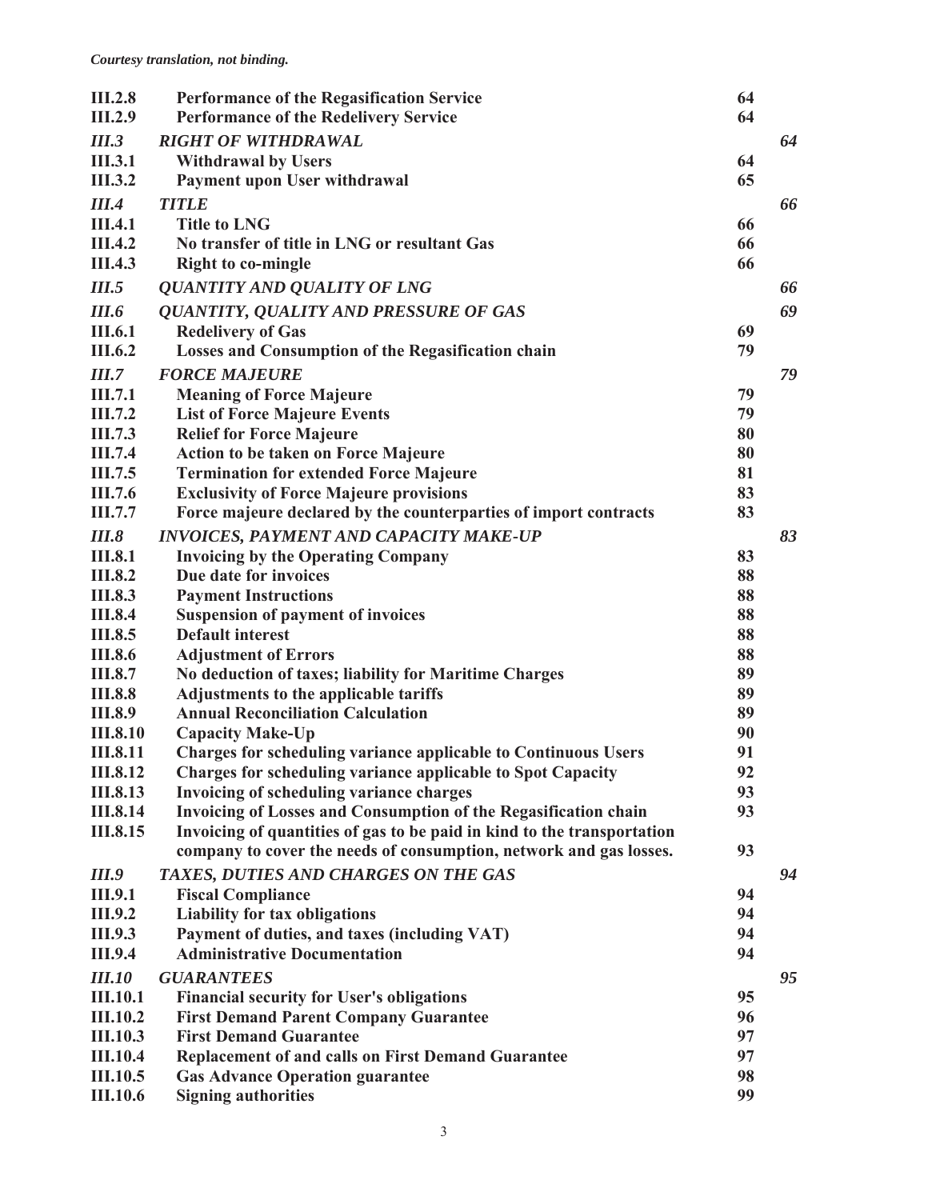*Courtesy translation, not binding.*

| | | | |
|---|---|---|---|
| **III.2.8** | **Performance of the Regasification Service** | **64** | |
| **III.2.9** | **Performance of the Redelivery Service** | **64** | |
| ***III.3*** | ***RIGHT OF WITHDRAWAL*** | | ***64*** |
| **III.3.1** | **Withdrawal by Users** | **64** | |
| **III.3.2** | **Payment upon User withdrawal** | **65** | |
| ***III.4*** | ***TITLE*** | | ***66*** |
| **III.4.1** | **Title to LNG** | **66** | |
| **III.4.2** | **No transfer of title in LNG or resultant Gas** | **66** | |
| **III.4.3** | **Right to co-mingle** | **66** | |
| ***III.5*** | ***QUANTITY AND QUALITY OF LNG*** | | ***66*** |
| ***III.6*** | ***QUANTITY, QUALITY AND PRESSURE OF GAS*** | | ***69*** |
| **III.6.1** | **Redelivery of Gas** | **69** | |
| **III.6.2** | **Losses and Consumption of the Regasification chain** | **79** | |
| ***III.7*** | ***FORCE MAJEURE*** | | ***79*** |
| **III.7.1** | **Meaning of Force Majeure** | **79** | |
| **III.7.2** | **List of Force Majeure Events** | **79** | |
| **III.7.3** | **Relief for Force Majeure** | **80** | |
| **III.7.4** | **Action to be taken on Force Majeure** | **80** | |
| **III.7.5** | **Termination for extended Force Majeure** | **81** | |
| **III.7.6** | **Exclusivity of Force Majeure provisions** | **83** | |
| **III.7.7** | **Force majeure declared by the counterparties of import contracts** | **83** | |
| ***III.8*** | ***INVOICES, PAYMENT AND CAPACITY MAKE-UP*** | | ***83*** |
| **III.8.1** | **Invoicing by the Operating Company** | **83** | |
| **III.8.2** | **Due date for invoices** | **88** | |
| **III.8.3** | **Payment Instructions** | **88** | |
| **III.8.4** | **Suspension of payment of invoices** | **88** | |
| **III.8.5** | **Default interest** | **88** | |
| **III.8.6** | **Adjustment of Errors** | **88** | |
| **III.8.7** | **No deduction of taxes; liability for Maritime Charges** | **89** | |
| **III.8.8** | **Adjustments to the applicable tariffs** | **89** | |
| **III.8.9** | **Annual Reconciliation Calculation** | **89** | |
| **III.8.10** | **Capacity Make-Up** | **90** | |
| **III.8.11** | **Charges for scheduling variance applicable to Continuous Users** | **91** | |
| **III.8.12** | **Charges for scheduling variance applicable to Spot Capacity** | **92** | |
| **III.8.13** | **Invoicing of scheduling variance charges** | **93** | |
| **III.8.14** | **Invoicing of Losses and Consumption of the Regasification chain** | **93** | |
| **III.8.15** | **Invoicing of quantities of gas to be paid in kind to the transportation company to cover the needs of consumption, network and gas losses.** | **93** | |
| ***III.9*** | ***TAXES, DUTIES AND CHARGES ON THE GAS*** | | ***94*** |
| **III.9.1** | **Fiscal Compliance** | **94** | |
| **III.9.2** | **Liability for tax obligations** | **94** | |
| **III.9.3** | **Payment of duties, and taxes (including VAT)** | **94** | |
| **III.9.4** | **Administrative Documentation** | **94** | |
| ***III.10*** | ***GUARANTEES*** | | ***95*** |
| **III.10.1** | **Financial security for User's obligations** | **95** | |
| **III.10.2** | **First Demand Parent Company Guarantee** | **96** | |
| **III.10.3** | **First Demand Guarantee** | **97** | |
| **III.10.4** | **Replacement of and calls on First Demand Guarantee** | **97** | |
| **III.10.5** | **Gas Advance Operation guarantee** | **98** | |
| **III.10.6** | **Signing authorities** | **99** | |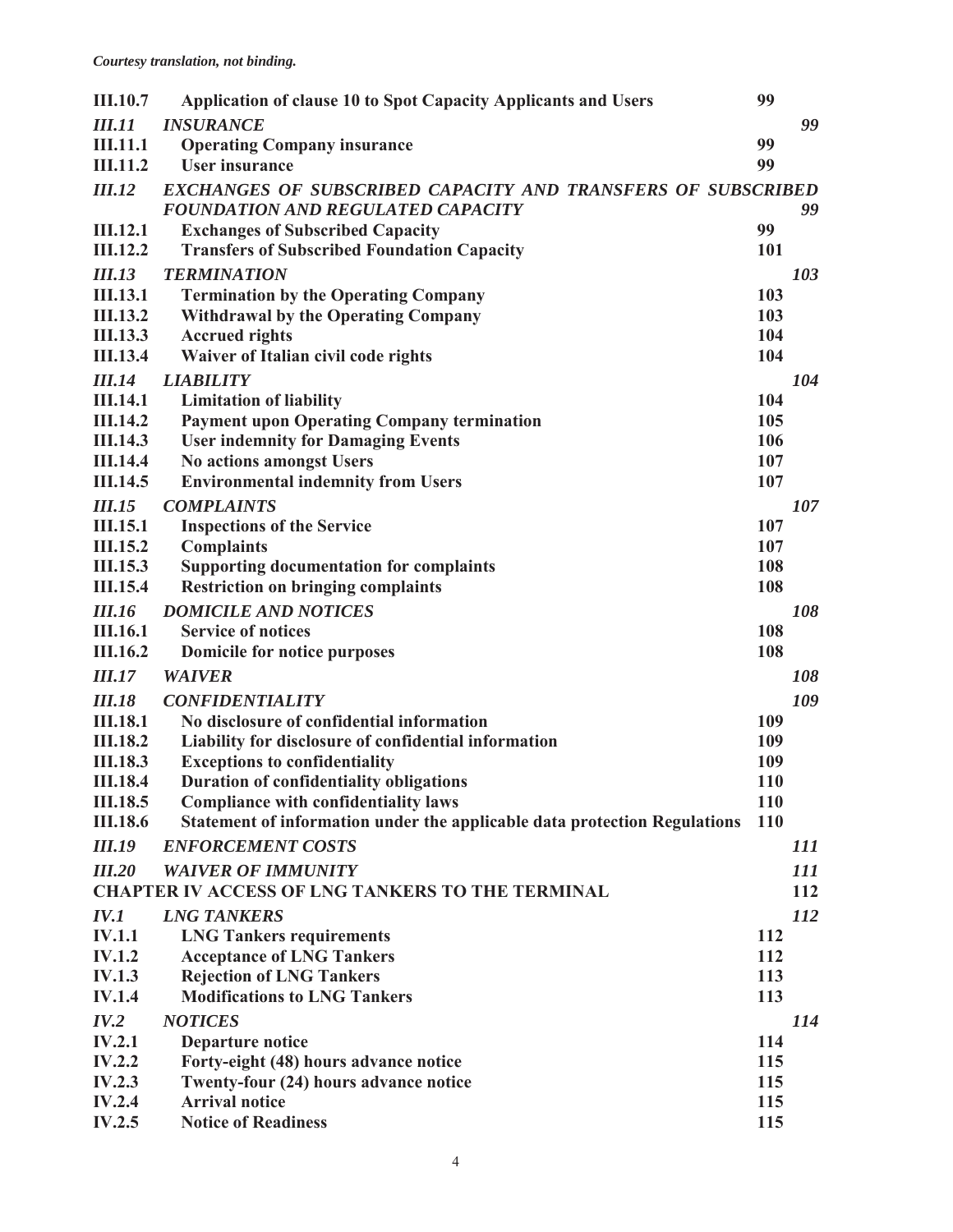*Courtesy translation, not binding.*

| | | | |
|---|---|---|---|
| **III.10.7** | **Application of clause 10 to Spot Capacity Applicants and Users** | **99** | |
| ***III.11*** | ***INSURANCE*** | | ***99*** |
| **III.11.1** | **Operating Company insurance** | **99** | |
| **III.11.2** | **User insurance** | **99** | |
| ***III.12*** | ***EXCHANGES OF SUBSCRIBED CAPACITY AND TRANSFERS OF SUBSCRIBED FOUNDATION AND REGULATED CAPACITY*** | | ***99*** |
| **III.12.1** | **Exchanges of Subscribed Capacity** | **99** | |
| **III.12.2** | **Transfers of Subscribed Foundation Capacity** | **101** | |
| ***III.13*** | ***TERMINATION*** | | ***103*** |
| **III.13.1** | **Termination by the Operating Company** | **103** | |
| **III.13.2** | **Withdrawal by the Operating Company** | **103** | |
| **III.13.3** | **Accrued rights** | **104** | |
| **III.13.4** | **Waiver of Italian civil code rights** | **104** | |
| ***III.14*** | ***LIABILITY*** | | ***104*** |
| **III.14.1** | **Limitation of liability** | **104** | |
| **III.14.2** | **Payment upon Operating Company termination** | **105** | |
| **III.14.3** | **User indemnity for Damaging Events** | **106** | |
| **III.14.4** | **No actions amongst Users** | **107** | |
| **III.14.5** | **Environmental indemnity from Users** | **107** | |
| ***III.15*** | ***COMPLAINTS*** | | ***107*** |
| **III.15.1** | **Inspections of the Service** | **107** | |
| **III.15.2** | **Complaints** | **107** | |
| **III.15.3** | **Supporting documentation for complaints** | **108** | |
| **III.15.4** | **Restriction on bringing complaints** | **108** | |
| ***III.16*** | ***DOMICILE AND NOTICES*** | | ***108*** |
| **III.16.1** | **Service of notices** | **108** | |
| **III.16.2** | **Domicile for notice purposes** | **108** | |
| ***III.17*** | ***WAIVER*** | | ***108*** |
| ***III.18*** | ***CONFIDENTIALITY*** | | ***109*** |
| **III.18.1** | **No disclosure of confidential information** | **109** | |
| **III.18.2** | **Liability for disclosure of confidential information** | **109** | |
| **III.18.3** | **Exceptions to confidentiality** | **109** | |
| **III.18.4** | **Duration of confidentiality obligations** | **110** | |
| **III.18.5** | **Compliance with confidentiality laws** | **110** | |
| **III.18.6** | **Statement of information under the applicable data protection Regulations** | **110** | |
| ***III.19*** | ***ENFORCEMENT COSTS*** | | ***111*** |
| ***III.20*** | ***WAIVER OF IMMUNITY*** | | ***111*** |
| **CHAPTER IV ACCESS OF LNG TANKERS TO THE TERMINAL** | | | **112** |
| ***IV.1*** | ***LNG TANKERS*** | | ***112*** |
| **IV.1.1** | **LNG Tankers requirements** | **112** | |
| **IV.1.2** | **Acceptance of LNG Tankers** | **112** | |
| **IV.1.3** | **Rejection of LNG Tankers** | **113** | |
| **IV.1.4** | **Modifications to LNG Tankers** | **113** | |
| ***IV.2*** | ***NOTICES*** | | ***114*** |
| **IV.2.1** | **Departure notice** | **114** | |
| **IV.2.2** | **Forty-eight (48) hours advance notice** | **115** | |
| **IV.2.3** | **Twenty-four (24) hours advance notice** | **115** | |
| **IV.2.4** | **Arrival notice** | **115** | |
| **IV.2.5** | **Notice of Readiness** | **115** | |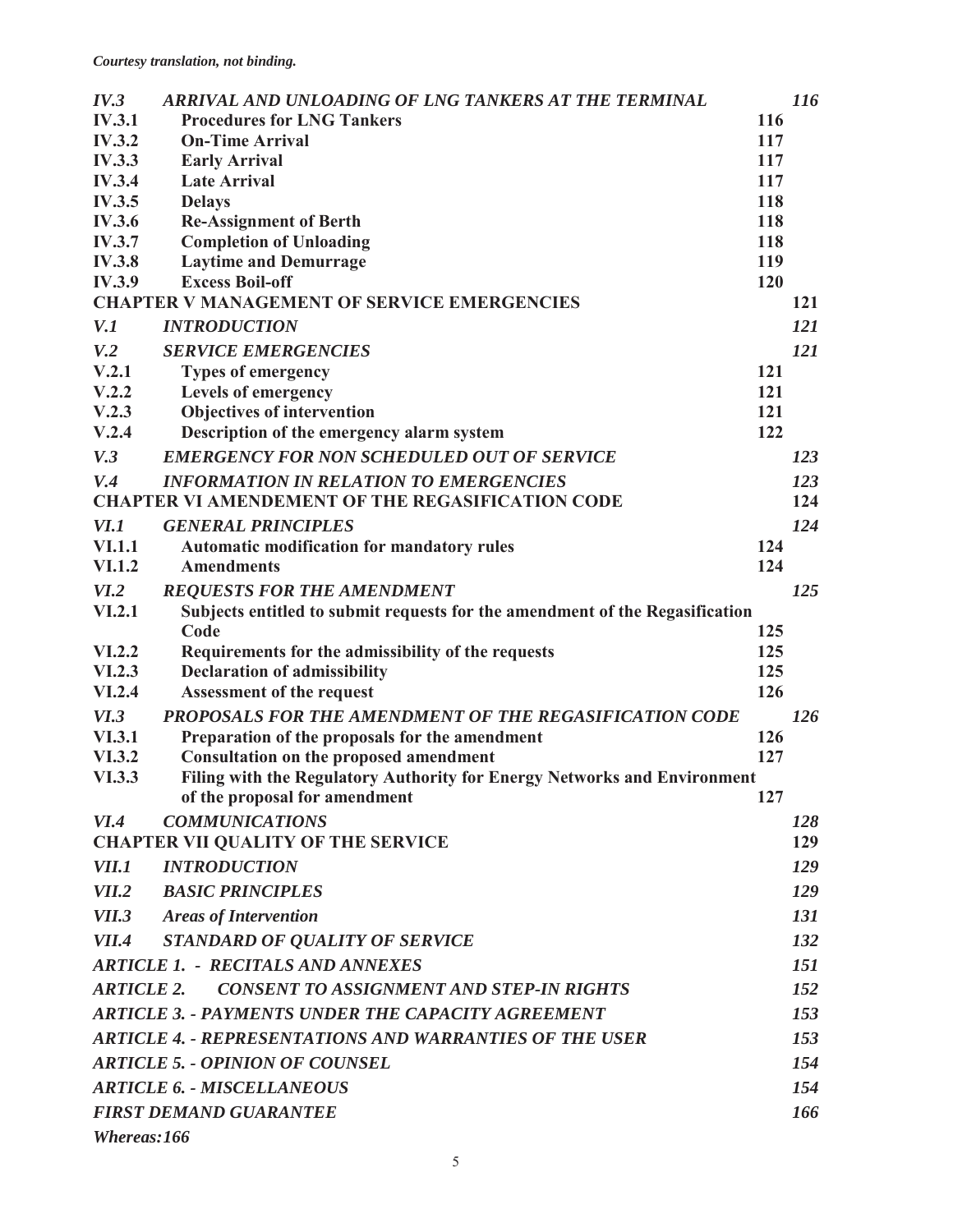*Courtesy translation, not binding.*

| | | |
|---|---|---|
| ***IV.3*** | ***ARRIVAL AND UNLOADING OF LNG TANKERS AT THE TERMINAL*** | ***116*** |
| **IV.3.1** | **Procedures for LNG Tankers** | **116** |
| **IV.3.2** | **On-Time Arrival** | **117** |
| **IV.3.3** | **Early Arrival** | **117** |
| **IV.3.4** | **Late Arrival** | **117** |
| **IV.3.5** | **Delays** | **118** |
| **IV.3.6** | **Re-Assignment of Berth** | **118** |
| **IV.3.7** | **Completion of Unloading** | **118** |
| **IV.3.8** | **Laytime and Demurrage** | **119** |
| **IV.3.9** | **Excess Boil-off** | **120** |
| **CHAPTER V MANAGEMENT OF SERVICE EMERGENCIES** | | **121** |
| ***V.1*** | ***INTRODUCTION*** | ***121*** |
| ***V.2*** | ***SERVICE EMERGENCIES*** | ***121*** |
| **V.2.1** | **Types of emergency** | **121** |
| **V.2.2** | **Levels of emergency** | **121** |
| **V.2.3** | **Objectives of intervention** | **121** |
| **V.2.4** | **Description of the emergency alarm system** | **122** |
| ***V.3*** | ***EMERGENCY FOR NON SCHEDULED OUT OF SERVICE*** | ***123*** |
| ***V.4*** | ***INFORMATION IN RELATION TO EMERGENCIES*** | ***123*** |
| **CHAPTER VI AMENDEMENT OF THE REGASIFICATION CODE** | | **124** |
| ***VI.1*** | ***GENERAL PRINCIPLES*** | ***124*** |
| **VI.1.1** | **Automatic modification for mandatory rules** | **124** |
| **VI.1.2** | **Amendments** | **124** |
| ***VI.2*** | ***REQUESTS FOR THE AMENDMENT*** | ***125*** |
| **VI.2.1** | **Subjects entitled to submit requests for the amendment of the Regasification Code** | **125** |
| **VI.2.2** | **Requirements for the admissibility of the requests** | **125** |
| **VI.2.3** | **Declaration of admissibility** | **125** |
| **VI.2.4** | **Assessment of the request** | **126** |
| ***VI.3*** | ***PROPOSALS FOR THE AMENDMENT OF THE REGASIFICATION CODE*** | ***126*** |
| **VI.3.1** | **Preparation of the proposals for the amendment** | **126** |
| **VI.3.2** | **Consultation on the proposed amendment** | **127** |
| **VI.3.3** | **Filing with the Regulatory Authority for Energy Networks and Environment of the proposal for amendment** | **127** |
| ***VI.4*** | ***COMMUNICATIONS*** | ***128*** |
| **CHAPTER VII QUALITY OF THE SERVICE** | | **129** |
| ***VII.1*** | ***INTRODUCTION*** | ***129*** |
| ***VII.2*** | ***BASIC PRINCIPLES*** | ***129*** |
| ***VII.3*** | ***Areas of Intervention*** | ***131*** |
| ***VII.4*** | ***STANDARD OF QUALITY OF SERVICE*** | ***132*** |
| ***ARTICLE 1. - RECITALS AND ANNEXES*** | | ***151*** |
| ***ARTICLE 2. CONSENT TO ASSIGNMENT AND STEP-IN RIGHTS*** | | ***152*** |
| ***ARTICLE 3. - PAYMENTS UNDER THE CAPACITY AGREEMENT*** | | ***153*** |
| ***ARTICLE 4. - REPRESENTATIONS AND WARRANTIES OF THE USER*** | | ***153*** |
| ***ARTICLE 5. - OPINION OF COUNSEL*** | | ***154*** |
| ***ARTICLE 6. - MISCELLANEOUS*** | | ***154*** |
| ***FIRST DEMAND GUARANTEE*** | | ***166*** |
| ***Whereas:166*** | | |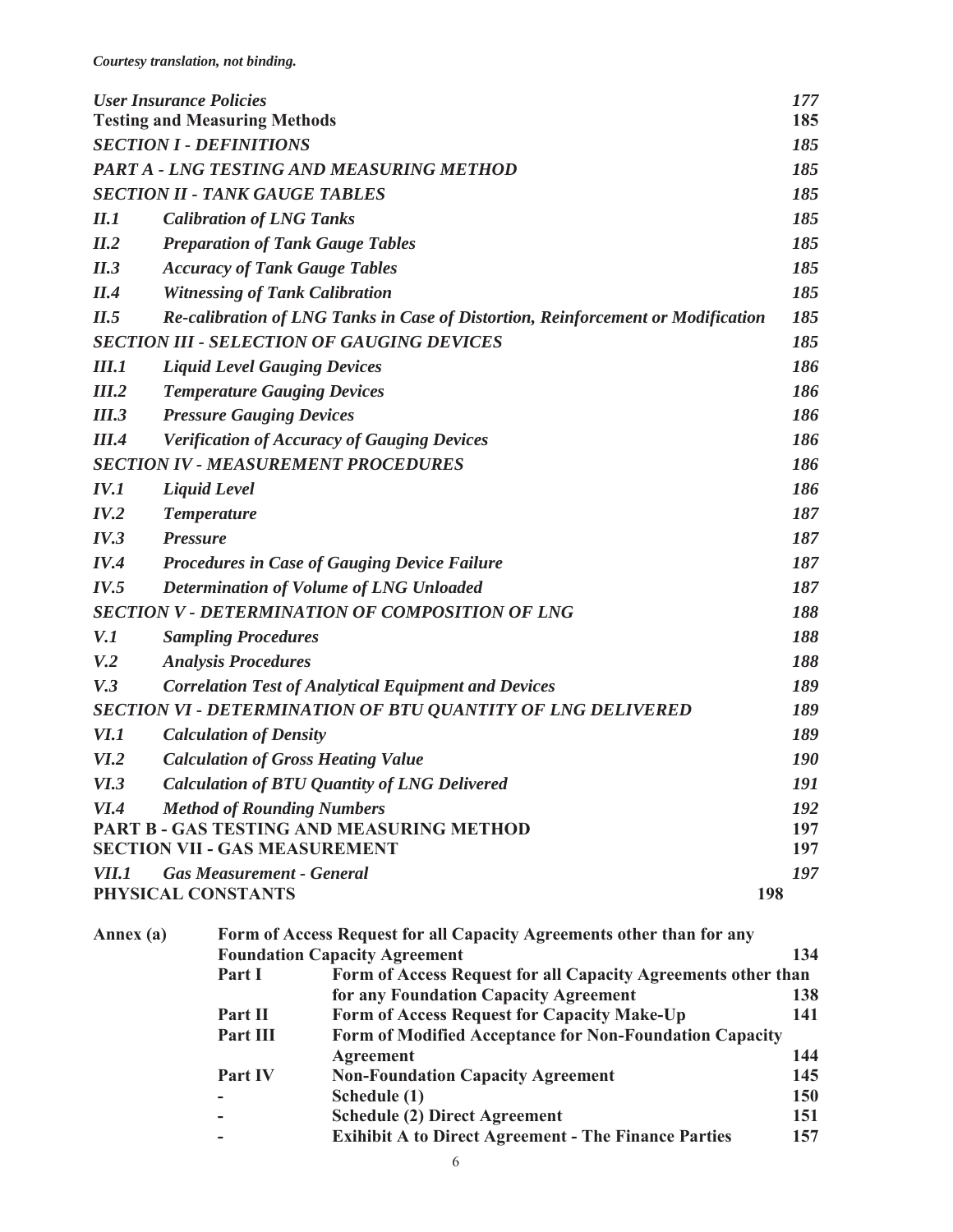*Courtesy translation, not binding.*

| | | |
|---|---|---|
| ***User Insurance Policies*** | | ***177*** |
| **Testing and Measuring Methods** | | **185** |
| ***SECTION I - DEFINITIONS*** | | ***185*** |
| ***PART A - LNG TESTING AND MEASURING METHOD*** | | ***185*** |
| ***SECTION II - TANK GAUGE TABLES*** | | ***185*** |
| ***II.1*** | ***Calibration of LNG Tanks*** | ***185*** |
| ***II.2*** | ***Preparation of Tank Gauge Tables*** | ***185*** |
| ***II.3*** | ***Accuracy of Tank Gauge Tables*** | ***185*** |
| ***II.4*** | ***Witnessing of Tank Calibration*** | ***185*** |
| ***II.5*** | ***Re-calibration of LNG Tanks in Case of Distortion, Reinforcement or Modification*** | ***185*** |
| ***SECTION III - SELECTION OF GAUGING DEVICES*** | | ***185*** |
| ***III.1*** | ***Liquid Level Gauging Devices*** | ***186*** |
| ***III.2*** | ***Temperature Gauging Devices*** | ***186*** |
| ***III.3*** | ***Pressure Gauging Devices*** | ***186*** |
| ***III.4*** | ***Verification of Accuracy of Gauging Devices*** | ***186*** |
| ***SECTION IV - MEASUREMENT PROCEDURES*** | | ***186*** |
| ***IV.1*** | ***Liquid Level*** | ***186*** |
| ***IV.2*** | ***Temperature*** | ***187*** |
| ***IV.3*** | ***Pressure*** | ***187*** |
| ***IV.4*** | ***Procedures in Case of Gauging Device Failure*** | ***187*** |
| ***IV.5*** | ***Determination of Volume of LNG Unloaded*** | ***187*** |
| ***SECTION V - DETERMINATION OF COMPOSITION OF LNG*** | | ***188*** |
| ***V.1*** | ***Sampling Procedures*** | ***188*** |
| ***V.2*** | ***Analysis Procedures*** | ***188*** |
| ***V.3*** | ***Correlation Test of Analytical Equipment and Devices*** | ***189*** |
| ***SECTION VI - DETERMINATION OF BTU QUANTITY OF LNG DELIVERED*** | | ***189*** |
| ***VI.1*** | ***Calculation of Density*** | ***189*** |
| ***VI.2*** | ***Calculation of Gross Heating Value*** | ***190*** |
| ***VI.3*** | ***Calculation of BTU Quantity of LNG Delivered*** | ***191*** |
| ***VI.4*** | ***Method of Rounding Numbers*** | ***192*** |
| **PART B - GAS TESTING AND MEASURING METHOD** | | **197** |
| **SECTION VII - GAS MEASUREMENT** | | **197** |
| ***VII.1*** | ***Gas Measurement - General*** | ***197*** |
| **PHYSICAL CONSTANTS** | | **198** |

| | | | |
|---|---|---|---|
| **Annex (a)** | **Form of Access Request for all Capacity Agreements other than for any Foundation Capacity Agreement** | | **134** |
| | **Part I** | **Form of Access Request for all Capacity Agreements other than for any Foundation Capacity Agreement** | **138** |
| | **Part II** | **Form of Access Request for Capacity Make-Up** | **141** |
| | **Part III** | **Form of Modified Acceptance for Non-Foundation Capacity Agreement** | **144** |
| | **Part IV** | **Non-Foundation Capacity Agreement** | **145** |
| | **-** | **Schedule (1)** | **150** |
| | **-** | **Schedule (2) Direct Agreement** | **151** |
| | **-** | **Exihibit A to Direct Agreement - The Finance Parties** | **157** |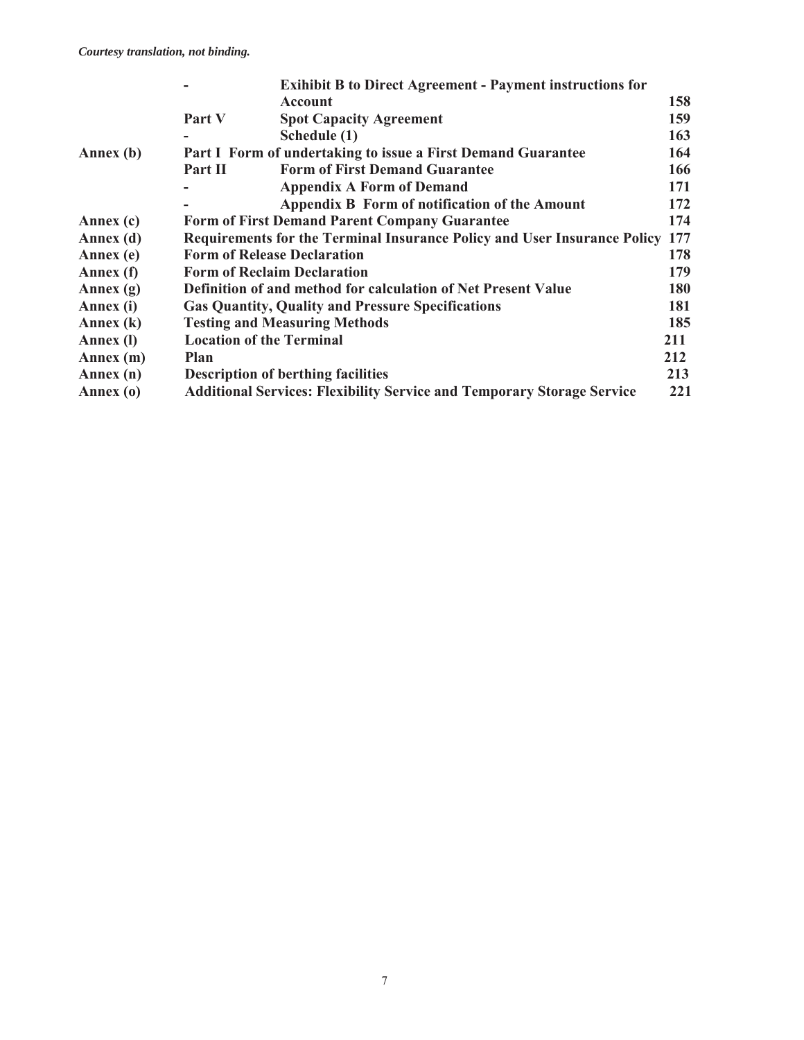*Courtesy translation, not binding.*

| | | | |
|---|---|---|---|
| | - | **Exihibit B to Direct Agreement - Payment instructions for Account** | **158** |
| | **Part V** | **Spot Capacity Agreement** | **159** |
| | - | **Schedule (1)** | **163** |
| **Annex (b)** | **Part I** | **Form of undertaking to issue a First Demand Guarantee** | **164** |
| | **Part II** | **Form of First Demand Guarantee** | **166** |
| | - | **Appendix A Form of Demand** | **171** |
| | - | **Appendix B Form of notification of the Amount** | **172** |
| **Annex (c)** | **Form of First Demand Parent Company Guarantee** | | **174** |
| **Annex (d)** | **Requirements for the Terminal Insurance Policy and User Insurance Policy** | | **177** |
| **Annex (e)** | **Form of Release Declaration** | | **178** |
| **Annex (f)** | **Form of Reclaim Declaration** | | **179** |
| **Annex (g)** | **Definition of and method for calculation of Net Present Value** | | **180** |
| **Annex (i)** | **Gas Quantity, Quality and Pressure Specifications** | | **181** |
| **Annex (k)** | **Testing and Measuring Methods** | | **185** |
| **Annex (l)** | **Location of the Terminal** | | **211** |
| **Annex (m)** | **Plan** | | **212** |
| **Annex (n)** | **Description of berthing facilities** | | **213** |
| **Annex (o)** | **Additional Services: Flexibility Service and Temporary Storage Service** | | **221** |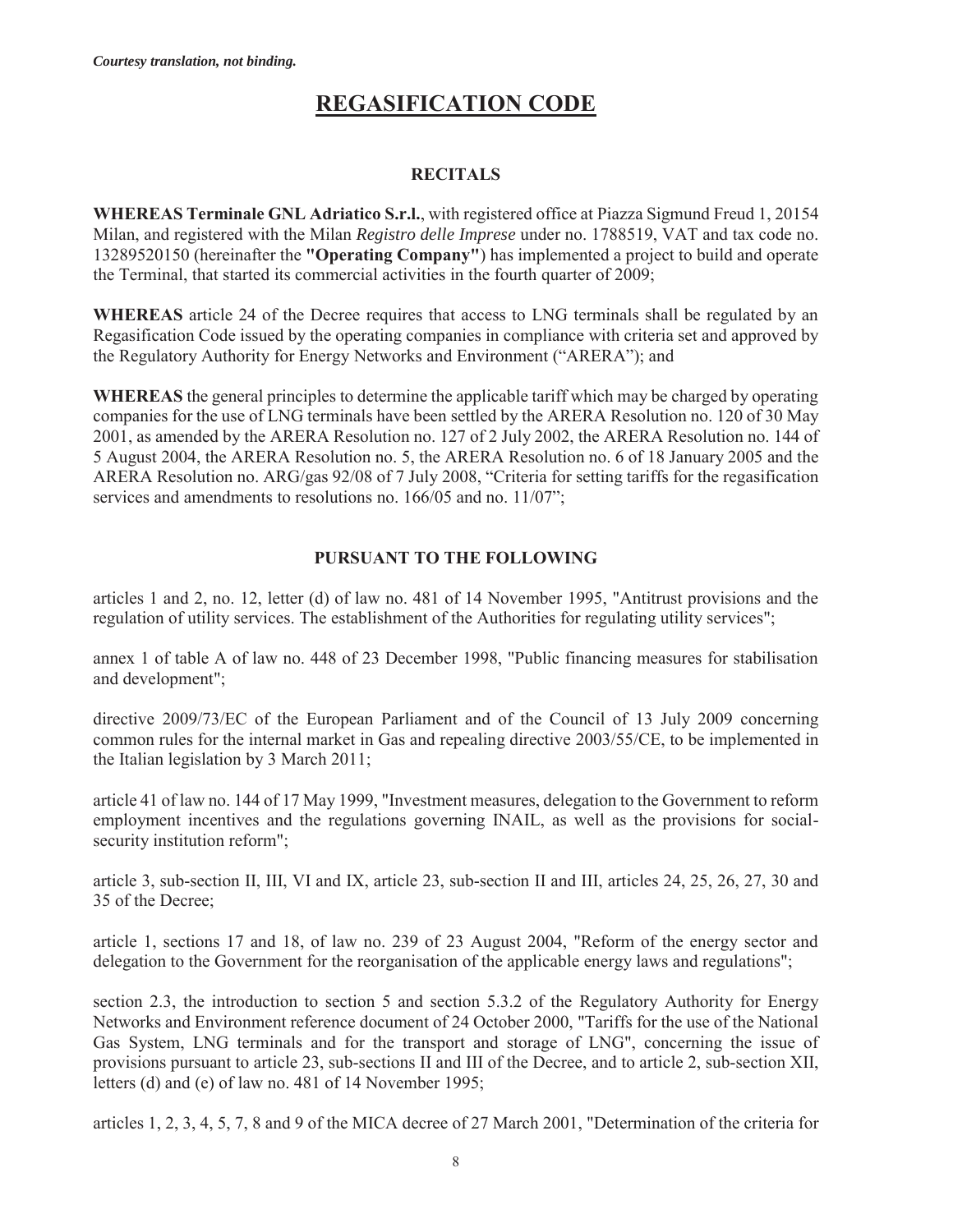*Courtesy translation, not binding.*

# REGASIFICATION CODE

## RECITALS

**WHEREAS Terminale GNL Adriatico S.r.l.**, with registered office at Piazza Sigmund Freud 1, 20154 Milan, and registered with the Milan *Registro delle Imprese* under no. 1788519, VAT and tax code no. 13289520150 (hereinafter the **"Operating Company"**) has implemented a project to build and operate the Terminal, that started its commercial activities in the fourth quarter of 2009;

**WHEREAS** article 24 of the Decree requires that access to LNG terminals shall be regulated by an Regasification Code issued by the operating companies in compliance with criteria set and approved by the Regulatory Authority for Energy Networks and Environment ("ARERA"); and

**WHEREAS** the general principles to determine the applicable tariff which may be charged by operating companies for the use of LNG terminals have been settled by the ARERA Resolution no. 120 of 30 May 2001, as amended by the ARERA Resolution no. 127 of 2 July 2002, the ARERA Resolution no. 144 of 5 August 2004, the ARERA Resolution no. 5, the ARERA Resolution no. 6 of 18 January 2005 and the ARERA Resolution no. ARG/gas 92/08 of 7 July 2008, "Criteria for setting tariffs for the regasification services and amendments to resolutions no. 166/05 and no. 11/07";

## PURSUANT TO THE FOLLOWING

articles 1 and 2, no. 12, letter (d) of law no. 481 of 14 November 1995, "Antitrust provisions and the regulation of utility services. The establishment of the Authorities for regulating utility services";

annex 1 of table A of law no. 448 of 23 December 1998, "Public financing measures for stabilisation and development";

directive 2009/73/EC of the European Parliament and of the Council of 13 July 2009 concerning common rules for the internal market in Gas and repealing directive 2003/55/CE, to be implemented in the Italian legislation by 3 March 2011;

article 41 of law no. 144 of 17 May 1999, "Investment measures, delegation to the Government to reform employment incentives and the regulations governing INAIL, as well as the provisions for social-security institution reform";

article 3, sub-section II, III, VI and IX, article 23, sub-section II and III, articles 24, 25, 26, 27, 30 and 35 of the Decree;

article 1, sections 17 and 18, of law no. 239 of 23 August 2004, "Reform of the energy sector and delegation to the Government for the reorganisation of the applicable energy laws and regulations";

section 2.3, the introduction to section 5 and section 5.3.2 of the Regulatory Authority for Energy Networks and Environment reference document of 24 October 2000, "Tariffs for the use of the National Gas System, LNG terminals and for the transport and storage of LNG", concerning the issue of provisions pursuant to article 23, sub-sections II and III of the Decree, and to article 2, sub-section XII, letters (d) and (e) of law no. 481 of 14 November 1995;

articles 1, 2, 3, 4, 5, 7, 8 and 9 of the MICA decree of 27 March 2001, "Determination of the criteria for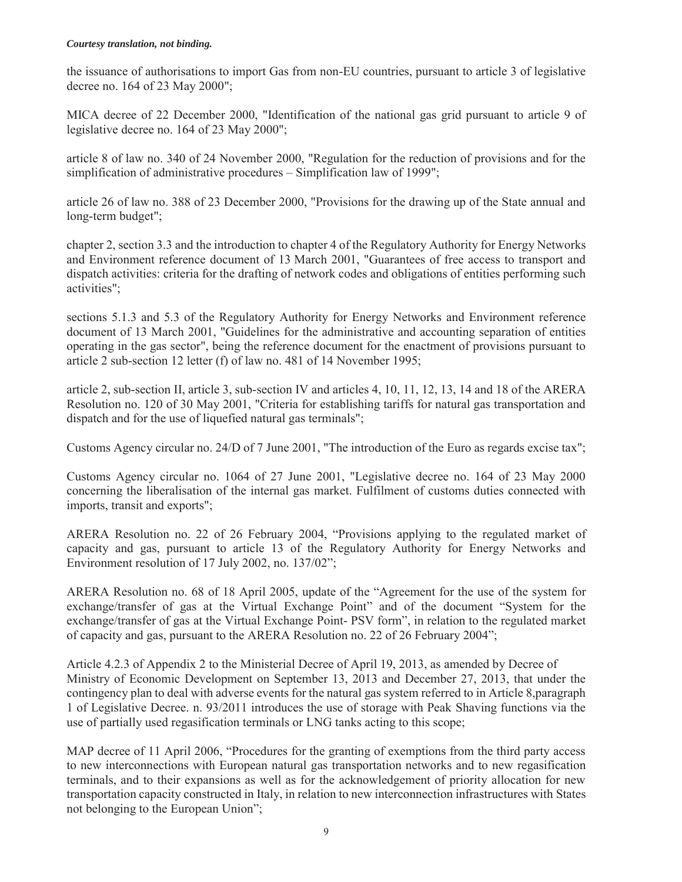*Courtesy translation, not binding.*

the issuance of authorisations to import Gas from non-EU countries, pursuant to article 3 of legislative decree no. 164 of 23 May 2000";

MICA decree of 22 December 2000, "Identification of the national gas grid pursuant to article 9 of legislative decree no. 164 of 23 May 2000";

article 8 of law no. 340 of 24 November 2000, "Regulation for the reduction of provisions and for the simplification of administrative procedures – Simplification law of 1999";

article 26 of law no. 388 of 23 December 2000, "Provisions for the drawing up of the State annual and long-term budget";

chapter 2, section 3.3 and the introduction to chapter 4 of the Regulatory Authority for Energy Networks and Environment reference document of 13 March 2001, "Guarantees of free access to transport and dispatch activities: criteria for the drafting of network codes and obligations of entities performing such activities";

sections 5.1.3 and 5.3 of the Regulatory Authority for Energy Networks and Environment reference document of 13 March 2001, "Guidelines for the administrative and accounting separation of entities operating in the gas sector", being the reference document for the enactment of provisions pursuant to article 2 sub-section 12 letter (f) of law no. 481 of 14 November 1995;

article 2, sub-section II, article 3, sub-section IV and articles 4, 10, 11, 12, 13, 14 and 18 of the ARERA Resolution no. 120 of 30 May 2001, "Criteria for establishing tariffs for natural gas transportation and dispatch and for the use of liquefied natural gas terminals";

Customs Agency circular no. 24/D of 7 June 2001, "The introduction of the Euro as regards excise tax";

Customs Agency circular no. 1064 of 27 June 2001, "Legislative decree no. 164 of 23 May 2000 concerning the liberalisation of the internal gas market. Fulfilment of customs duties connected with imports, transit and exports";

ARERA Resolution no. 22 of 26 February 2004, "Provisions applying to the regulated market of capacity and gas, pursuant to article 13 of the Regulatory Authority for Energy Networks and Environment resolution of 17 July 2002, no. 137/02";

ARERA Resolution no. 68 of 18 April 2005, update of the "Agreement for the use of the system for exchange/transfer of gas at the Virtual Exchange Point" and of the document "System for the exchange/transfer of gas at the Virtual Exchange Point- PSV form", in relation to the regulated market of capacity and gas, pursuant to the ARERA Resolution no. 22 of 26 February 2004";

Article 4.2.3 of Appendix 2 to the Ministerial Decree of April 19, 2013, as amended by Decree of Ministry of Economic Development on September 13, 2013 and December 27, 2013, that under the contingency plan to deal with adverse events for the natural gas system referred to in Article 8,paragraph 1 of Legislative Decree. n. 93/2011 introduces the use of storage with Peak Shaving functions via the use of partially used regasification terminals or LNG tanks acting to this scope;

MAP decree of 11 April 2006, "Procedures for the granting of exemptions from the third party access to new interconnections with European natural gas transportation networks and to new regasification terminals, and to their expansions as well as for the acknowledgement of priority allocation for new transportation capacity constructed in Italy, in relation to new interconnection infrastructures with States not belonging to the European Union";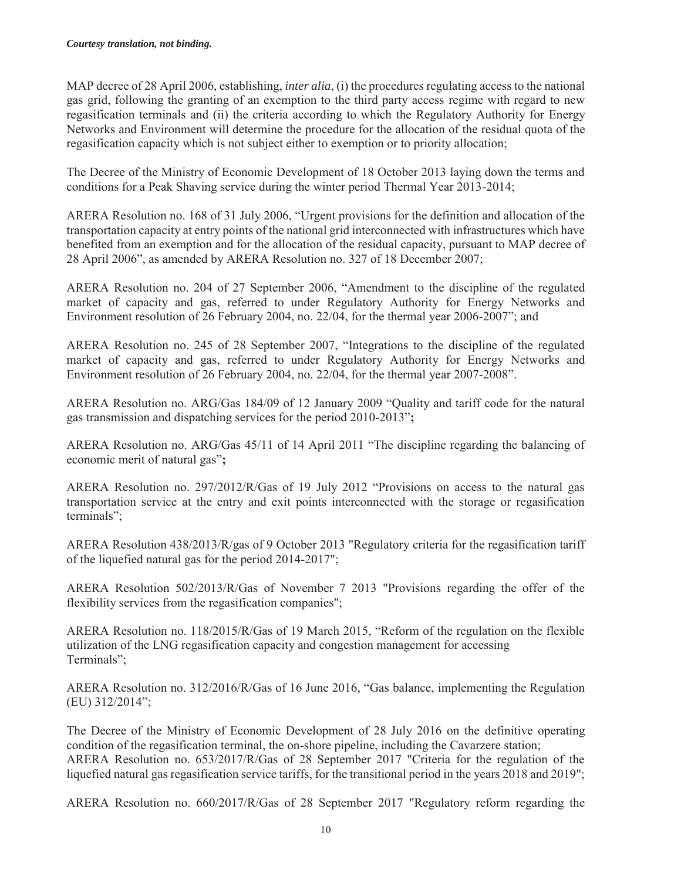MAP decree of 28 April 2006, establishing, *inter alia*, (i) the procedures regulating access to the national gas grid, following the granting of an exemption to the third party access regime with regard to new regasification terminals and (ii) the criteria according to which the Regulatory Authority for Energy Networks and Environment will determine the procedure for the allocation of the residual quota of the regasification capacity which is not subject either to exemption or to priority allocation;

The Decree of the Ministry of Economic Development of 18 October 2013 laying down the terms and conditions for a Peak Shaving service during the winter period Thermal Year 2013-2014;

ARERA Resolution no. 168 of 31 July 2006, "Urgent provisions for the definition and allocation of the transportation capacity at entry points of the national grid interconnected with infrastructures which have benefited from an exemption and for the allocation of the residual capacity, pursuant to MAP decree of 28 April 2006", as amended by ARERA Resolution no. 327 of 18 December 2007;

ARERA Resolution no. 204 of 27 September 2006, "Amendment to the discipline of the regulated market of capacity and gas, referred to under Regulatory Authority for Energy Networks and Environment resolution of 26 February 2004, no. 22/04, for the thermal year 2006-2007"; and

ARERA Resolution no. 245 of 28 September 2007, "Integrations to the discipline of the regulated market of capacity and gas, referred to under Regulatory Authority for Energy Networks and Environment resolution of 26 February 2004, no. 22/04, for the thermal year 2007-2008".

ARERA Resolution no. ARG/Gas 184/09 of 12 January 2009 "Quality and tariff code for the natural gas transmission and dispatching services for the period 2010-2013"**;**

ARERA Resolution no. ARG/Gas 45/11 of 14 April 2011 "The discipline regarding the balancing of economic merit of natural gas"**;**

ARERA Resolution no. 297/2012/R/Gas of 19 July 2012 "Provisions on access to the natural gas transportation service at the entry and exit points interconnected with the storage or regasification terminals";

ARERA Resolution 438/2013/R/gas of 9 October 2013 "Regulatory criteria for the regasification tariff of the liquefied natural gas for the period 2014-2017";

ARERA Resolution 502/2013/R/Gas of November 7 2013 "Provisions regarding the offer of the flexibility services from the regasification companies";

ARERA Resolution no. 118/2015/R/Gas of 19 March 2015, "Reform of the regulation on the flexible utilization of the LNG regasification capacity and congestion management for accessing Terminals";

ARERA Resolution no. 312/2016/R/Gas of 16 June 2016, "Gas balance, implementing the Regulation (EU) 312/2014";

The Decree of the Ministry of Economic Development of 28 July 2016 on the definitive operating condition of the regasification terminal, the on-shore pipeline, including the Cavarzere station;
ARERA Resolution no. 653/2017/R/Gas of 28 September 2017 "Criteria for the regulation of the liquefied natural gas regasification service tariffs, for the transitional period in the years 2018 and 2019";

ARERA Resolution no. 660/2017/R/Gas of 28 September 2017 "Regulatory reform regarding the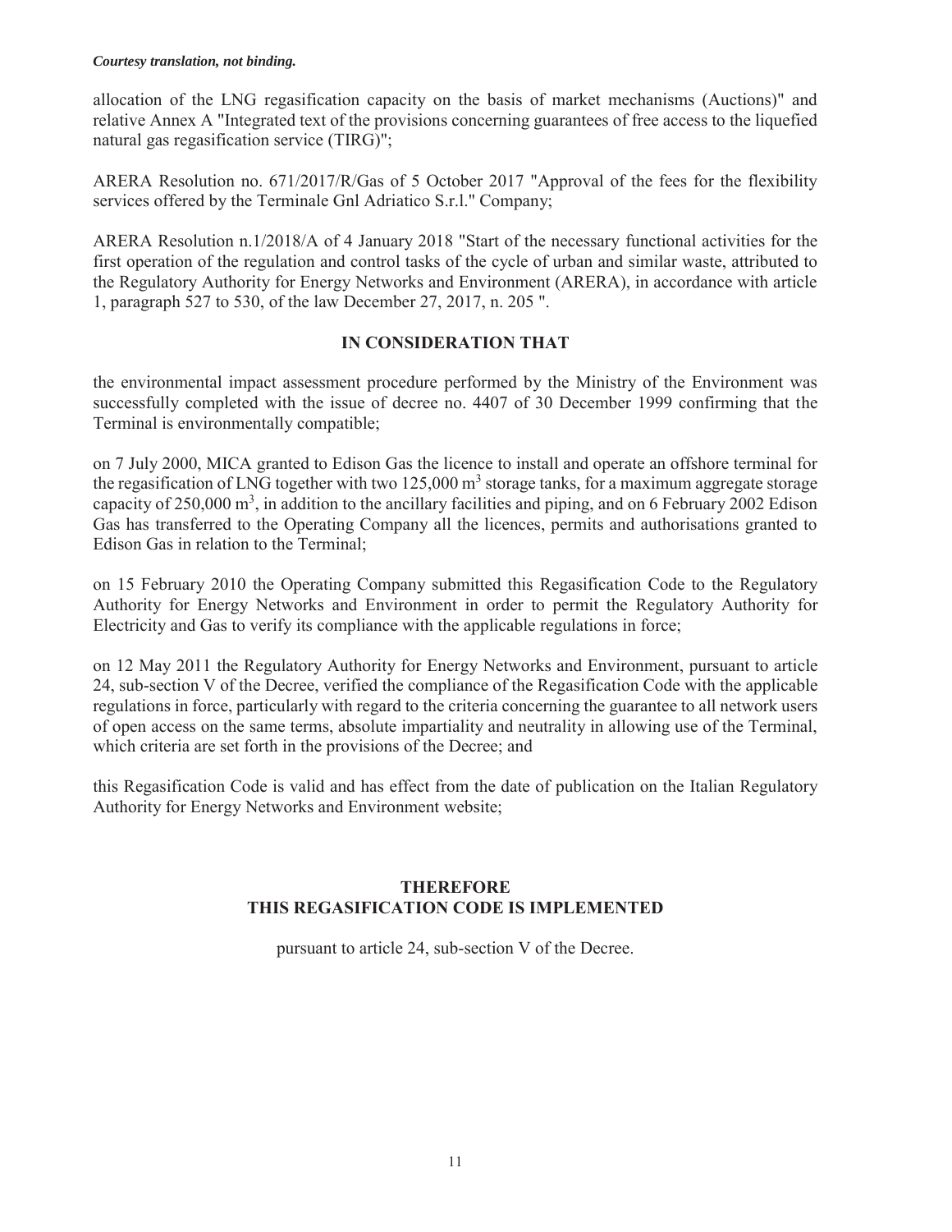allocation of the LNG regasification capacity on the basis of market mechanisms (Auctions)" and relative Annex A "Integrated text of the provisions concerning guarantees of free access to the liquefied natural gas regasification service (TIRG)";

ARERA Resolution no. 671/2017/R/Gas of 5 October 2017 "Approval of the fees for the flexibility services offered by the Terminale Gnl Adriatico S.r.l." Company;

ARERA Resolution n.1/2018/A of 4 January 2018 "Start of the necessary functional activities for the first operation of the regulation and control tasks of the cycle of urban and similar waste, attributed to the Regulatory Authority for Energy Networks and Environment (ARERA), in accordance with article 1, paragraph 527 to 530, of the law December 27, 2017, n. 205 ".

**IN CONSIDERATION THAT**

the environmental impact assessment procedure performed by the Ministry of the Environment was successfully completed with the issue of decree no. 4407 of 30 December 1999 confirming that the Terminal is environmentally compatible;

on 7 July 2000, MICA granted to Edison Gas the licence to install and operate an offshore terminal for the regasification of LNG together with two 125,000 $m^3$ storage tanks, for a maximum aggregate storage capacity of 250,000 $m^3$, in addition to the ancillary facilities and piping, and on 6 February 2002 Edison Gas has transferred to the Operating Company all the licences, permits and authorisations granted to Edison Gas in relation to the Terminal;

on 15 February 2010 the Operating Company submitted this Regasification Code to the Regulatory Authority for Energy Networks and Environment in order to permit the Regulatory Authority for Electricity and Gas to verify its compliance with the applicable regulations in force;

on 12 May 2011 the Regulatory Authority for Energy Networks and Environment, pursuant to article 24, sub-section V of the Decree, verified the compliance of the Regasification Code with the applicable regulations in force, particularly with regard to the criteria concerning the guarantee to all network users of open access on the same terms, absolute impartiality and neutrality in allowing use of the Terminal, which criteria are set forth in the provisions of the Decree; and

this Regasification Code is valid and has effect from the date of publication on the Italian Regulatory Authority for Energy Networks and Environment website;

**THEREFORE**
**THIS REGASIFICATION CODE IS IMPLEMENTED**

pursuant to article 24, sub-section V of the Decree.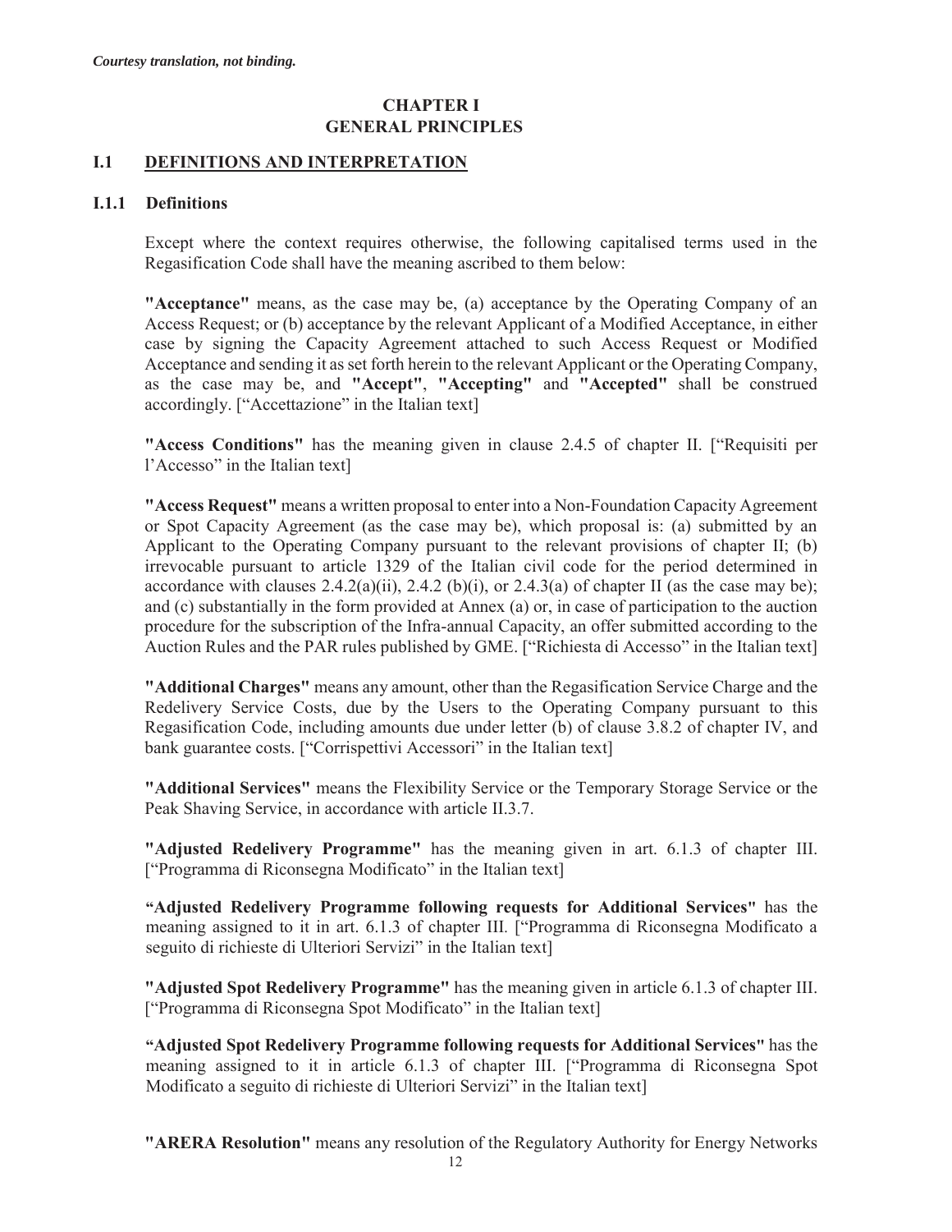*Courtesy translation, not binding.*

# CHAPTER I
# GENERAL PRINCIPLES

## I.1 DEFINITIONS AND INTERPRETATION

### I.1.1 Definitions

Except where the context requires otherwise, the following capitalised terms used in the Regasification Code shall have the meaning ascribed to them below:

**"Acceptance"** means, as the case may be, (a) acceptance by the Operating Company of an Access Request; or (b) acceptance by the relevant Applicant of a Modified Acceptance, in either case by signing the Capacity Agreement attached to such Access Request or Modified Acceptance and sending it as set forth herein to the relevant Applicant or the Operating Company, as the case may be, and **"Accept"**, **"Accepting"** and **"Accepted"** shall be construed accordingly. ["Accettazione" in the Italian text]

**"Access Conditions"** has the meaning given in clause 2.4.5 of chapter II. ["Requisiti per l'Accesso" in the Italian text]

**"Access Request"** means a written proposal to enter into a Non-Foundation Capacity Agreement or Spot Capacity Agreement (as the case may be), which proposal is: (a) submitted by an Applicant to the Operating Company pursuant to the relevant provisions of chapter II; (b) irrevocable pursuant to article 1329 of the Italian civil code for the period determined in accordance with clauses 2.4.2(a)(ii), 2.4.2 (b)(i), or 2.4.3(a) of chapter II (as the case may be); and (c) substantially in the form provided at Annex (a) or, in case of participation to the auction procedure for the subscription of the Infra-annual Capacity, an offer submitted according to the Auction Rules and the PAR rules published by GME. ["Richiesta di Accesso" in the Italian text]

**"Additional Charges"** means any amount, other than the Regasification Service Charge and the Redelivery Service Costs, due by the Users to the Operating Company pursuant to this Regasification Code, including amounts due under letter (b) of clause 3.8.2 of chapter IV, and bank guarantee costs. ["Corrispettivi Accessori" in the Italian text]

**"Additional Services"** means the Flexibility Service or the Temporary Storage Service or the Peak Shaving Service, in accordance with article II.3.7.

**"Adjusted Redelivery Programme"** has the meaning given in art. 6.1.3 of chapter III. ["Programma di Riconsegna Modificato" in the Italian text]

**"Adjusted Redelivery Programme following requests for Additional Services"** has the meaning assigned to it in art. 6.1.3 of chapter III. ["Programma di Riconsegna Modificato a seguito di richieste di Ulteriori Servizi" in the Italian text]

**"Adjusted Spot Redelivery Programme"** has the meaning given in article 6.1.3 of chapter III. ["Programma di Riconsegna Spot Modificato" in the Italian text]

**"Adjusted Spot Redelivery Programme following requests for Additional Services"** has the meaning assigned to it in article 6.1.3 of chapter III. ["Programma di Riconsegna Spot Modificato a seguito di richieste di Ulteriori Servizi" in the Italian text]

**"ARERA Resolution"** means any resolution of the Regulatory Authority for Energy Networks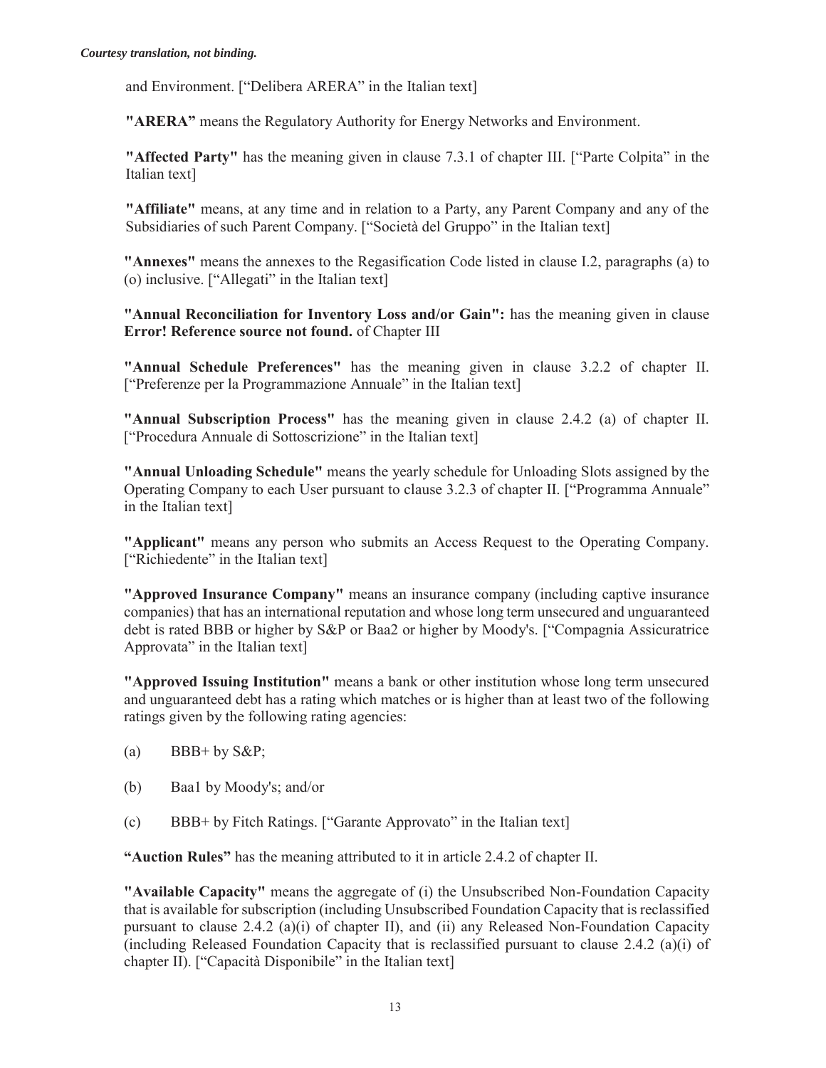*Courtesy translation, not binding.*

and Environment. ["Delibera ARERA" in the Italian text]

**"ARERA"** means the Regulatory Authority for Energy Networks and Environment.

**"Affected Party"** has the meaning given in clause 7.3.1 of chapter III. ["Parte Colpita" in the Italian text]

**"Affiliate"** means, at any time and in relation to a Party, any Parent Company and any of the Subsidiaries of such Parent Company. ["Società del Gruppo" in the Italian text]

**"Annexes"** means the annexes to the Regasification Code listed in clause I.2, paragraphs (a) to (o) inclusive. ["Allegati" in the Italian text]

**"Annual Reconciliation for Inventory Loss and/or Gain":** has the meaning given in clause **Error! Reference source not found.** of Chapter III

**"Annual Schedule Preferences"** has the meaning given in clause 3.2.2 of chapter II. ["Preferenze per la Programmazione Annuale" in the Italian text]

**"Annual Subscription Process"** has the meaning given in clause 2.4.2 (a) of chapter II. ["Procedura Annuale di Sottoscrizione" in the Italian text]

**"Annual Unloading Schedule"** means the yearly schedule for Unloading Slots assigned by the Operating Company to each User pursuant to clause 3.2.3 of chapter II. ["Programma Annuale" in the Italian text]

**"Applicant"** means any person who submits an Access Request to the Operating Company. ["Richiedente" in the Italian text]

**"Approved Insurance Company"** means an insurance company (including captive insurance companies) that has an international reputation and whose long term unsecured and unguaranteed debt is rated BBB or higher by S&P or Baa2 or higher by Moody's. ["Compagnia Assicuratrice Approvata" in the Italian text]

**"Approved Issuing Institution"** means a bank or other institution whose long term unsecured and unguaranteed debt has a rating which matches or is higher than at least two of the following ratings given by the following rating agencies:

(a) BBB+ by S&P;

(b) Baa1 by Moody's; and/or

(c) BBB+ by Fitch Ratings. ["Garante Approvato" in the Italian text]

**"Auction Rules"** has the meaning attributed to it in article 2.4.2 of chapter II.

**"Available Capacity"** means the aggregate of (i) the Unsubscribed Non-Foundation Capacity that is available for subscription (including Unsubscribed Foundation Capacity that is reclassified pursuant to clause 2.4.2 (a)(i) of chapter II), and (ii) any Released Non-Foundation Capacity (including Released Foundation Capacity that is reclassified pursuant to clause 2.4.2 (a)(i) of chapter II). ["Capacità Disponibile" in the Italian text]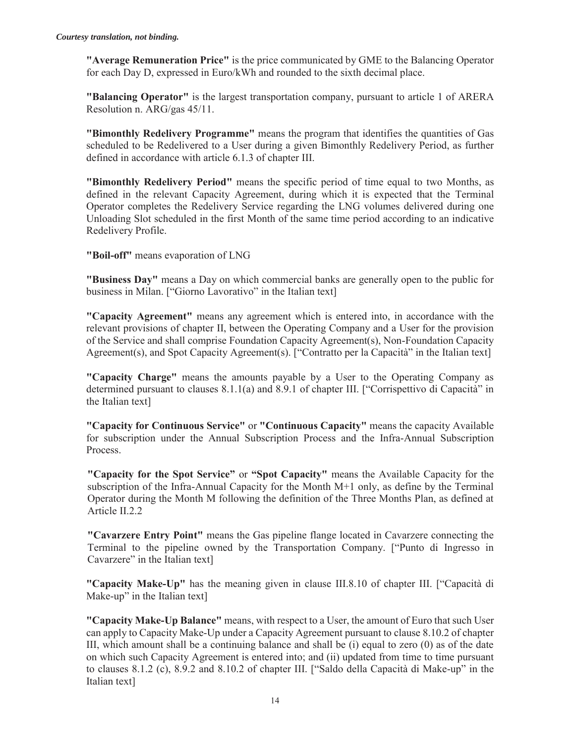*Courtesy translation, not binding.*

**"Average Remuneration Price"** is the price communicated by GME to the Balancing Operator for each Day D, expressed in Euro/kWh and rounded to the sixth decimal place.

**"Balancing Operator"** is the largest transportation company, pursuant to article 1 of ARERA Resolution n. ARG/gas 45/11.

**"Bimonthly Redelivery Programme"** means the program that identifies the quantities of Gas scheduled to be Redelivered to a User during a given Bimonthly Redelivery Period, as further defined in accordance with article 6.1.3 of chapter III.

**"Bimonthly Redelivery Period"** means the specific period of time equal to two Months, as defined in the relevant Capacity Agreement, during which it is expected that the Terminal Operator completes the Redelivery Service regarding the LNG volumes delivered during one Unloading Slot scheduled in the first Month of the same time period according to an indicative Redelivery Profile.

**"Boil-off"** means evaporation of LNG

**"Business Day"** means a Day on which commercial banks are generally open to the public for business in Milan. ["Giorno Lavorativo" in the Italian text]

**"Capacity Agreement"** means any agreement which is entered into, in accordance with the relevant provisions of chapter II, between the Operating Company and a User for the provision of the Service and shall comprise Foundation Capacity Agreement(s), Non-Foundation Capacity Agreement(s), and Spot Capacity Agreement(s). ["Contratto per la Capacità" in the Italian text]

**"Capacity Charge"** means the amounts payable by a User to the Operating Company as determined pursuant to clauses 8.1.1(a) and 8.9.1 of chapter III. ["Corrispettivo di Capacità" in the Italian text]

**"Capacity for Continuous Service"** or **"Continuous Capacity"** means the capacity Available for subscription under the Annual Subscription Process and the Infra-Annual Subscription Process.

**"Capacity for the Spot Service"** or **"Spot Capacity"** means the Available Capacity for the subscription of the Infra-Annual Capacity for the Month M+1 only, as define by the Terminal Operator during the Month M following the definition of the Three Months Plan, as defined at Article II.2.2

**"Cavarzere Entry Point"** means the Gas pipeline flange located in Cavarzere connecting the Terminal to the pipeline owned by the Transportation Company. ["Punto di Ingresso in Cavarzere" in the Italian text]

**"Capacity Make-Up"** has the meaning given in clause III.8.10 of chapter III. ["Capacità di Make-up" in the Italian text]

**"Capacity Make-Up Balance"** means, with respect to a User, the amount of Euro that such User can apply to Capacity Make-Up under a Capacity Agreement pursuant to clause 8.10.2 of chapter III, which amount shall be a continuing balance and shall be (i) equal to zero (0) as of the date on which such Capacity Agreement is entered into; and (ii) updated from time to time pursuant to clauses 8.1.2 (c), 8.9.2 and 8.10.2 of chapter III. ["Saldo della Capacità di Make-up" in the Italian text]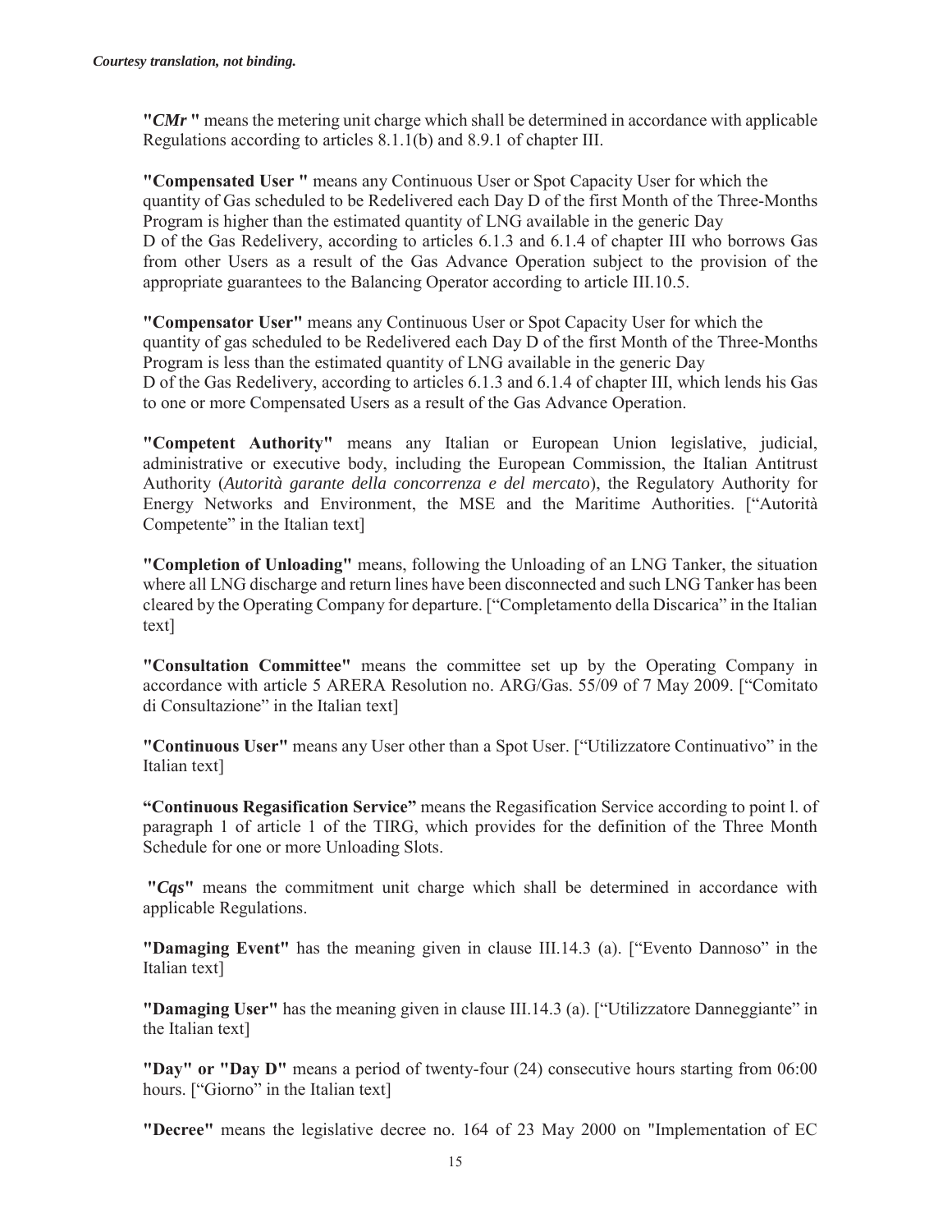**"*CMr* "** means the metering unit charge which shall be determined in accordance with applicable Regulations according to articles 8.1.1(b) and 8.9.1 of chapter III.

**"Compensated User "** means any Continuous User or Spot Capacity User for which the quantity of Gas scheduled to be Redelivered each Day D of the first Month of the Three-Months Program is higher than the estimated quantity of LNG available in the generic Day D of the Gas Redelivery, according to articles 6.1.3 and 6.1.4 of chapter III who borrows Gas from other Users as a result of the Gas Advance Operation subject to the provision of the appropriate guarantees to the Balancing Operator according to article III.10.5.

**"Compensator User"** means any Continuous User or Spot Capacity User for which the quantity of gas scheduled to be Redelivered each Day D of the first Month of the Three-Months Program is less than the estimated quantity of LNG available in the generic Day D of the Gas Redelivery, according to articles 6.1.3 and 6.1.4 of chapter III, which lends his Gas to one or more Compensated Users as a result of the Gas Advance Operation.

**"Competent Authority"** means any Italian or European Union legislative, judicial, administrative or executive body, including the European Commission, the Italian Antitrust Authority (*Autorità garante della concorrenza e del mercato*), the Regulatory Authority for Energy Networks and Environment, the MSE and the Maritime Authorities. ["Autorità Competente" in the Italian text]

**"Completion of Unloading"** means, following the Unloading of an LNG Tanker, the situation where all LNG discharge and return lines have been disconnected and such LNG Tanker has been cleared by the Operating Company for departure. ["Completamento della Discarica" in the Italian text]

**"Consultation Committee"** means the committee set up by the Operating Company in accordance with article 5 ARERA Resolution no. ARG/Gas. 55/09 of 7 May 2009. ["Comitato di Consultazione" in the Italian text]

**"Continuous User"** means any User other than a Spot User. ["Utilizzatore Continuativo" in the Italian text]

**"Continuous Regasification Service"** means the Regasification Service according to point l. of paragraph 1 of article 1 of the TIRG, which provides for the definition of the Three Month Schedule for one or more Unloading Slots.

**"*Cqs*"** means the commitment unit charge which shall be determined in accordance with applicable Regulations.

**"Damaging Event"** has the meaning given in clause III.14.3 (a). ["Evento Dannoso" in the Italian text]

**"Damaging User"** has the meaning given in clause III.14.3 (a). ["Utilizzatore Danneggiante" in the Italian text]

**"Day" or "Day D"** means a period of twenty-four (24) consecutive hours starting from 06:00 hours. ["Giorno" in the Italian text]

**"Decree"** means the legislative decree no. 164 of 23 May 2000 on "Implementation of EC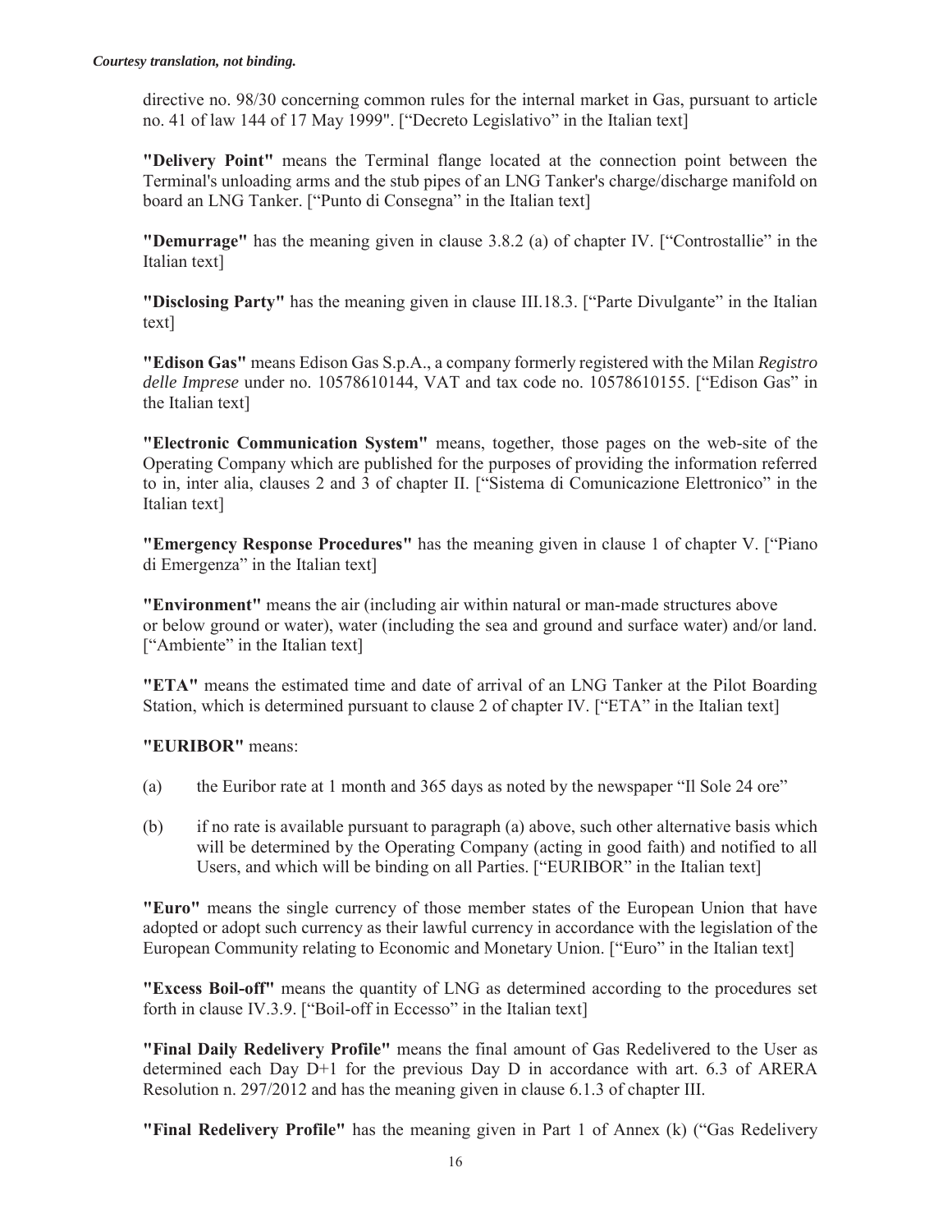directive no. 98/30 concerning common rules for the internal market in Gas, pursuant to article no. 41 of law 144 of 17 May 1999". ["Decreto Legislativo" in the Italian text]

**"Delivery Point"** means the Terminal flange located at the connection point between the Terminal's unloading arms and the stub pipes of an LNG Tanker's charge/discharge manifold on board an LNG Tanker. ["Punto di Consegna" in the Italian text]

**"Demurrage"** has the meaning given in clause 3.8.2 (a) of chapter IV. ["Controstallie" in the Italian text]

**"Disclosing Party"** has the meaning given in clause III.18.3. ["Parte Divulgante" in the Italian text]

**"Edison Gas"** means Edison Gas S.p.A., a company formerly registered with the Milan *Registro delle Imprese* under no. 10578610144, VAT and tax code no. 10578610155. ["Edison Gas" in the Italian text]

**"Electronic Communication System"** means, together, those pages on the web-site of the Operating Company which are published for the purposes of providing the information referred to in, inter alia, clauses 2 and 3 of chapter II. ["Sistema di Comunicazione Elettronico" in the Italian text]

**"Emergency Response Procedures"** has the meaning given in clause 1 of chapter V. ["Piano di Emergenza" in the Italian text]

**"Environment"** means the air (including air within natural or man-made structures above or below ground or water), water (including the sea and ground and surface water) and/or land. ["Ambiente" in the Italian text]

**"ETA"** means the estimated time and date of arrival of an LNG Tanker at the Pilot Boarding Station, which is determined pursuant to clause 2 of chapter IV. ["ETA" in the Italian text]

**"EURIBOR"** means:

(a) the Euribor rate at 1 month and 365 days as noted by the newspaper "Il Sole 24 ore"

(b) if no rate is available pursuant to paragraph (a) above, such other alternative basis which will be determined by the Operating Company (acting in good faith) and notified to all Users, and which will be binding on all Parties. ["EURIBOR" in the Italian text]

**"Euro"** means the single currency of those member states of the European Union that have adopted or adopt such currency as their lawful currency in accordance with the legislation of the European Community relating to Economic and Monetary Union. ["Euro" in the Italian text]

**"Excess Boil-off"** means the quantity of LNG as determined according to the procedures set forth in clause IV.3.9. ["Boil-off in Eccesso" in the Italian text]

**"Final Daily Redelivery Profile"** means the final amount of Gas Redelivered to the User as determined each Day D+1 for the previous Day D in accordance with art. 6.3 of ARERA Resolution n. 297/2012 and has the meaning given in clause 6.1.3 of chapter III.

**"Final Redelivery Profile"** has the meaning given in Part 1 of Annex (k) ("Gas Redelivery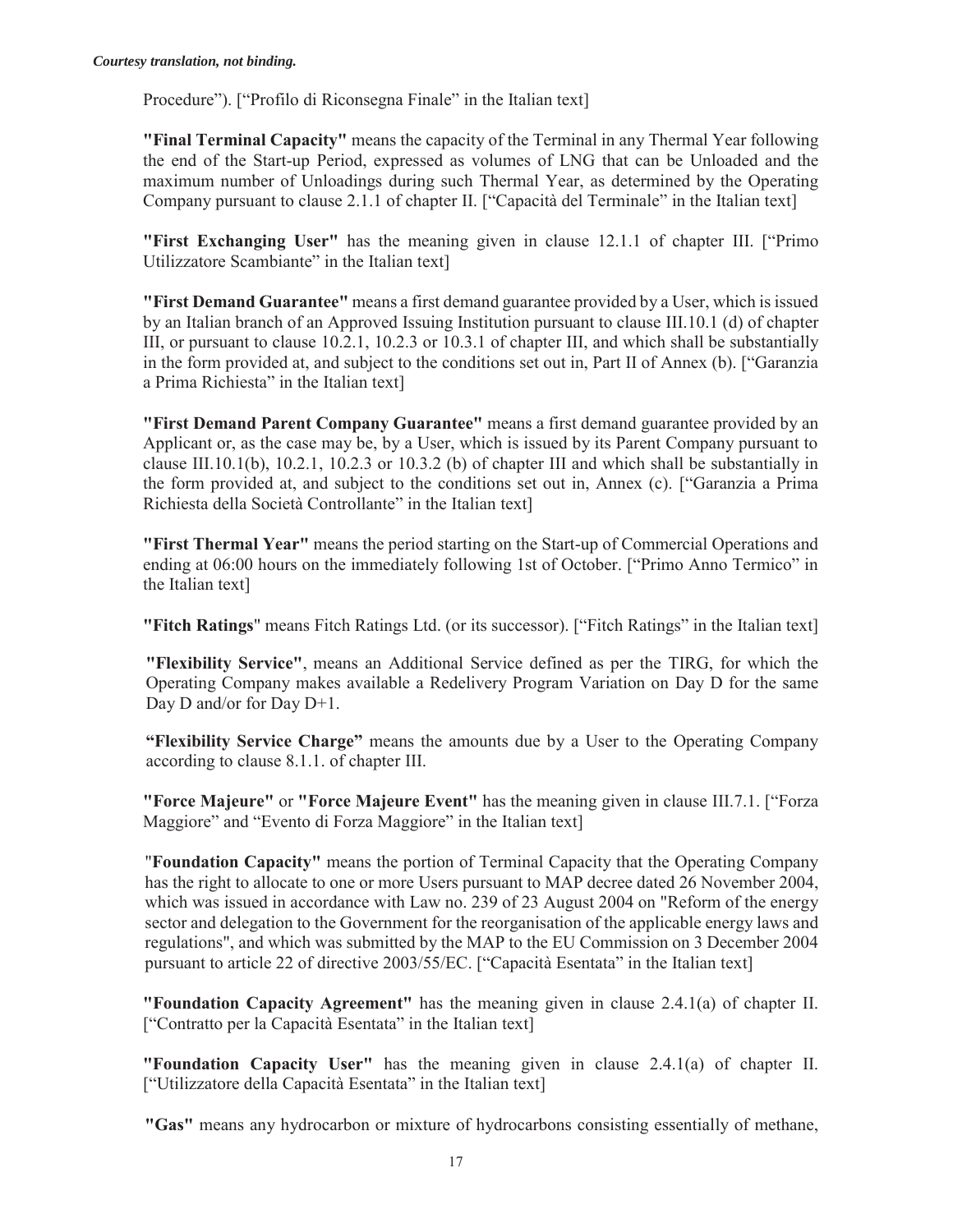Procedure"). ["Profilo di Riconsegna Finale" in the Italian text]

**"Final Terminal Capacity"** means the capacity of the Terminal in any Thermal Year following the end of the Start-up Period, expressed as volumes of LNG that can be Unloaded and the maximum number of Unloadings during such Thermal Year, as determined by the Operating Company pursuant to clause 2.1.1 of chapter II. ["Capacità del Terminale" in the Italian text]

**"First Exchanging User"** has the meaning given in clause 12.1.1 of chapter III. ["Primo Utilizzatore Scambiante" in the Italian text]

**"First Demand Guarantee"** means a first demand guarantee provided by a User, which is issued by an Italian branch of an Approved Issuing Institution pursuant to clause III.10.1 (d) of chapter III, or pursuant to clause 10.2.1, 10.2.3 or 10.3.1 of chapter III, and which shall be substantially in the form provided at, and subject to the conditions set out in, Part II of Annex (b). ["Garanzia a Prima Richiesta" in the Italian text]

**"First Demand Parent Company Guarantee"** means a first demand guarantee provided by an Applicant or, as the case may be, by a User, which is issued by its Parent Company pursuant to clause III.10.1(b), 10.2.1, 10.2.3 or 10.3.2 (b) of chapter III and which shall be substantially in the form provided at, and subject to the conditions set out in, Annex (c). ["Garanzia a Prima Richiesta della Società Controllante" in the Italian text]

**"First Thermal Year"** means the period starting on the Start-up of Commercial Operations and ending at 06:00 hours on the immediately following 1st of October. ["Primo Anno Termico" in the Italian text]

**"Fitch Ratings"** means Fitch Ratings Ltd. (or its successor). ["Fitch Ratings" in the Italian text]

**"Flexibility Service"**, means an Additional Service defined as per the TIRG, for which the Operating Company makes available a Redelivery Program Variation on Day D for the same Day D and/or for Day D+1.

**"Flexibility Service Charge"** means the amounts due by a User to the Operating Company according to clause 8.1.1. of chapter III.

**"Force Majeure"** or **"Force Majeure Event"** has the meaning given in clause III.7.1. ["Forza Maggiore" and "Evento di Forza Maggiore" in the Italian text]

**"Foundation Capacity"** means the portion of Terminal Capacity that the Operating Company has the right to allocate to one or more Users pursuant to MAP decree dated 26 November 2004, which was issued in accordance with Law no. 239 of 23 August 2004 on "Reform of the energy sector and delegation to the Government for the reorganisation of the applicable energy laws and regulations", and which was submitted by the MAP to the EU Commission on 3 December 2004 pursuant to article 22 of directive 2003/55/EC. ["Capacità Esentata" in the Italian text]

**"Foundation Capacity Agreement"** has the meaning given in clause 2.4.1(a) of chapter II. ["Contratto per la Capacità Esentata" in the Italian text]

**"Foundation Capacity User"** has the meaning given in clause 2.4.1(a) of chapter II. ["Utilizzatore della Capacità Esentata" in the Italian text]

**"Gas"** means any hydrocarbon or mixture of hydrocarbons consisting essentially of methane,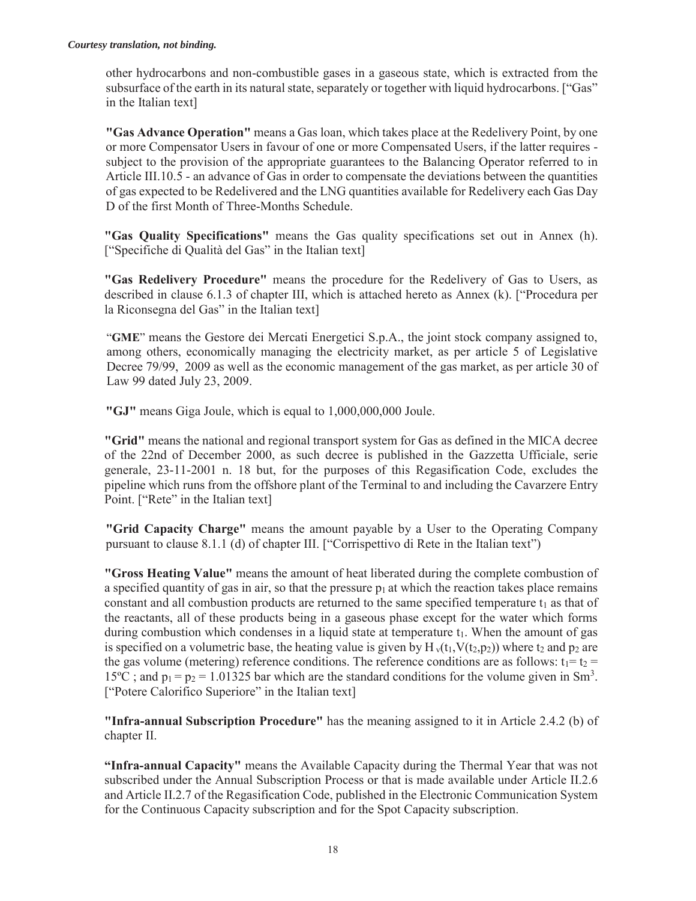other hydrocarbons and non-combustible gases in a gaseous state, which is extracted from the subsurface of the earth in its natural state, separately or together with liquid hydrocarbons. ["Gas" in the Italian text]

**"Gas Advance Operation"** means a Gas loan, which takes place at the Redelivery Point, by one or more Compensator Users in favour of one or more Compensated Users, if the latter requires - subject to the provision of the appropriate guarantees to the Balancing Operator referred to in Article III.10.5 - an advance of Gas in order to compensate the deviations between the quantities of gas expected to be Redelivered and the LNG quantities available for Redelivery each Gas Day D of the first Month of Three-Months Schedule.

**"Gas Quality Specifications"** means the Gas quality specifications set out in Annex (h). ["Specifiche di Qualità del Gas" in the Italian text]

**"Gas Redelivery Procedure"** means the procedure for the Redelivery of Gas to Users, as described in clause 6.1.3 of chapter III, which is attached hereto as Annex (k). ["Procedura per la Riconsegna del Gas" in the Italian text]

"**GME**" means the Gestore dei Mercati Energetici S.p.A., the joint stock company assigned to, among others, economically managing the electricity market, as per article 5 of Legislative Decree 79/99, 2009 as well as the economic management of the gas market, as per article 30 of Law 99 dated July 23, 2009.

**"GJ"** means Giga Joule, which is equal to 1,000,000,000 Joule.

**"Grid"** means the national and regional transport system for Gas as defined in the MICA decree of the 22nd of December 2000, as such decree is published in the Gazzetta Ufficiale, serie generale, 23-11-2001 n. 18 but, for the purposes of this Regasification Code, excludes the pipeline which runs from the offshore plant of the Terminal to and including the Cavarzere Entry Point. ["Rete" in the Italian text]

**"Grid Capacity Charge"** means the amount payable by a User to the Operating Company pursuant to clause 8.1.1 (d) of chapter III. ["Corrispettivo di Rete in the Italian text")

**"Gross Heating Value"** means the amount of heat liberated during the complete combustion of a specified quantity of gas in air, so that the pressure $p_1$ at which the reaction takes place remains constant and all combustion products are returned to the same specified temperature $t_1$ as that of the reactants, all of these products being in a gaseous phase except for the water which forms during combustion which condenses in a liquid state at temperature $t_1$. When the amount of gas is specified on a volumetric base, the heating value is given by $H_v(t_1, V(t_2, p_2))$ where $t_2$ and $p_2$ are the gas volume (metering) reference conditions. The reference conditions are as follows: $t_1 = t_2 = 15°C$ ; and $p_1 = p_2 = 1.01325$ bar which are the standard conditions for the volume given in $Sm^3$. ["Potere Calorifico Superiore" in the Italian text]

**"Infra-annual Subscription Procedure"** has the meaning assigned to it in Article 2.4.2 (b) of chapter II.

**"Infra-annual Capacity"** means the Available Capacity during the Thermal Year that was not subscribed under the Annual Subscription Process or that is made available under Article II.2.6 and Article II.2.7 of the Regasification Code, published in the Electronic Communication System for the Continuous Capacity subscription and for the Spot Capacity subscription.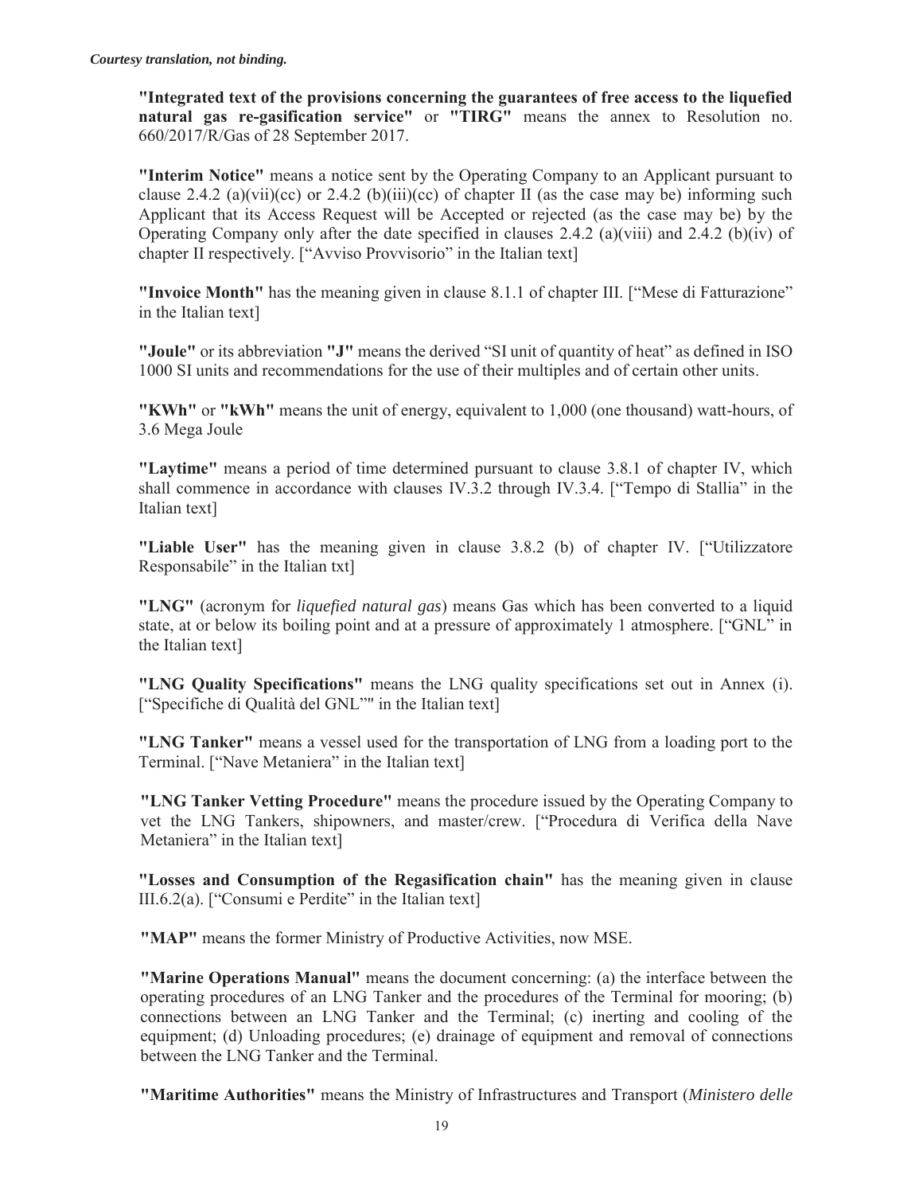*Courtesy translation, not binding.*

**"Integrated text of the provisions concerning the guarantees of free access to the liquefied natural gas re-gasification service"** or **"TIRG"** means the annex to Resolution no. 660/2017/R/Gas of 28 September 2017.

**"Interim Notice"** means a notice sent by the Operating Company to an Applicant pursuant to clause 2.4.2 (a)(vii)(cc) or 2.4.2 (b)(iii)(cc) of chapter II (as the case may be) informing such Applicant that its Access Request will be Accepted or rejected (as the case may be) by the Operating Company only after the date specified in clauses 2.4.2 (a)(viii) and 2.4.2 (b)(iv) of chapter II respectively. ["Avviso Provvisorio" in the Italian text]

**"Invoice Month"** has the meaning given in clause 8.1.1 of chapter III. ["Mese di Fatturazione" in the Italian text]

**"Joule"** or its abbreviation **"J"** means the derived "SI unit of quantity of heat" as defined in ISO 1000 SI units and recommendations for the use of their multiples and of certain other units.

**"KWh"** or **"kWh"** means the unit of energy, equivalent to 1,000 (one thousand) watt-hours, of 3.6 Mega Joule

**"Laytime"** means a period of time determined pursuant to clause 3.8.1 of chapter IV, which shall commence in accordance with clauses IV.3.2 through IV.3.4. ["Tempo di Stallia" in the Italian text]

**"Liable User"** has the meaning given in clause 3.8.2 (b) of chapter IV. ["Utilizzatore Responsabile" in the Italian txt]

**"LNG"** (acronym for *liquefied natural gas*) means Gas which has been converted to a liquid state, at or below its boiling point and at a pressure of approximately 1 atmosphere. ["GNL" in the Italian text]

**"LNG Quality Specifications"** means the LNG quality specifications set out in Annex (i). ["Specifiche di Qualità del GNL"" in the Italian text]

**"LNG Tanker"** means a vessel used for the transportation of LNG from a loading port to the Terminal. ["Nave Metaniera" in the Italian text]

**"LNG Tanker Vetting Procedure"** means the procedure issued by the Operating Company to vet the LNG Tankers, shipowners, and master/crew. ["Procedura di Verifica della Nave Metaniera" in the Italian text]

**"Losses and Consumption of the Regasification chain"** has the meaning given in clause III.6.2(a). ["Consumi e Perdite" in the Italian text]

**"MAP"** means the former Ministry of Productive Activities, now MSE.

**"Marine Operations Manual"** means the document concerning: (a) the interface between the operating procedures of an LNG Tanker and the procedures of the Terminal for mooring; (b) connections between an LNG Tanker and the Terminal; (c) inerting and cooling of the equipment; (d) Unloading procedures; (e) drainage of equipment and removal of connections between the LNG Tanker and the Terminal.

**"Maritime Authorities"** means the Ministry of Infrastructures and Transport (*Ministero delle*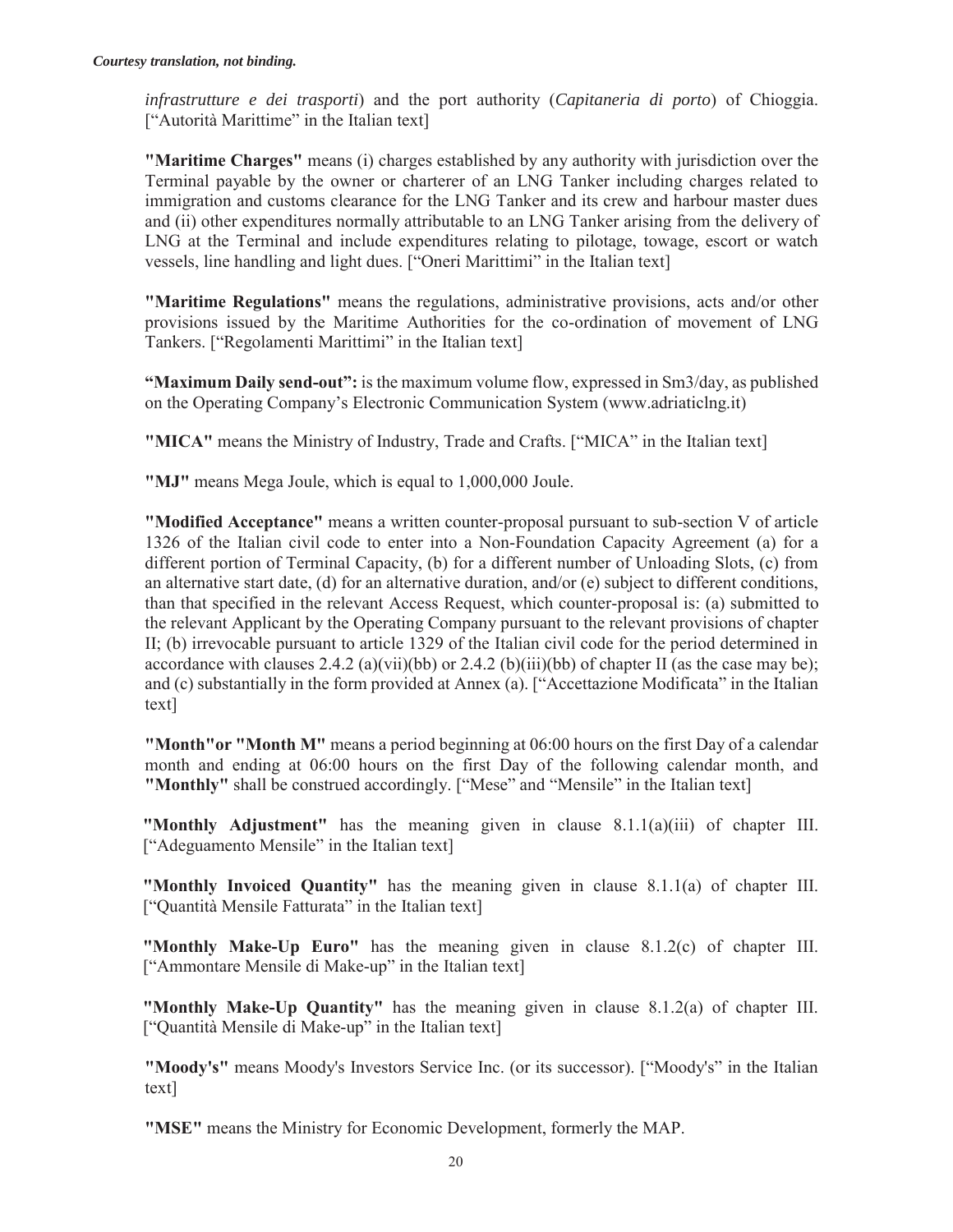*infrastrutture e dei trasporti*) and the port authority (*Capitaneria di porto*) of Chioggia. ["Autorità Marittime" in the Italian text]

**"Maritime Charges"** means (i) charges established by any authority with jurisdiction over the Terminal payable by the owner or charterer of an LNG Tanker including charges related to immigration and customs clearance for the LNG Tanker and its crew and harbour master dues and (ii) other expenditures normally attributable to an LNG Tanker arising from the delivery of LNG at the Terminal and include expenditures relating to pilotage, towage, escort or watch vessels, line handling and light dues. ["Oneri Marittimi" in the Italian text]

**"Maritime Regulations"** means the regulations, administrative provisions, acts and/or other provisions issued by the Maritime Authorities for the co-ordination of movement of LNG Tankers. ["Regolamenti Marittimi" in the Italian text]

**"Maximum Daily send-out":** is the maximum volume flow, expressed in Sm3/day, as published on the Operating Company's Electronic Communication System (www.adriaticlng.it)

**"MICA"** means the Ministry of Industry, Trade and Crafts. ["MICA" in the Italian text]

**"MJ"** means Mega Joule, which is equal to 1,000,000 Joule.

**"Modified Acceptance"** means a written counter-proposal pursuant to sub-section V of article 1326 of the Italian civil code to enter into a Non-Foundation Capacity Agreement (a) for a different portion of Terminal Capacity, (b) for a different number of Unloading Slots, (c) from an alternative start date, (d) for an alternative duration, and/or (e) subject to different conditions, than that specified in the relevant Access Request, which counter-proposal is: (a) submitted to the relevant Applicant by the Operating Company pursuant to the relevant provisions of chapter II; (b) irrevocable pursuant to article 1329 of the Italian civil code for the period determined in accordance with clauses 2.4.2 (a)(vii)(bb) or 2.4.2 (b)(iii)(bb) of chapter II (as the case may be); and (c) substantially in the form provided at Annex (a). ["Accettazione Modificata" in the Italian text]

**"Month"or "Month M"** means a period beginning at 06:00 hours on the first Day of a calendar month and ending at 06:00 hours on the first Day of the following calendar month, and **"Monthly"** shall be construed accordingly. ["Mese" and "Mensile" in the Italian text]

**"Monthly Adjustment"** has the meaning given in clause 8.1.1(a)(iii) of chapter III. ["Adeguamento Mensile" in the Italian text]

**"Monthly Invoiced Quantity"** has the meaning given in clause 8.1.1(a) of chapter III. ["Quantità Mensile Fatturata" in the Italian text]

**"Monthly Make-Up Euro"** has the meaning given in clause 8.1.2(c) of chapter III. ["Ammontare Mensile di Make-up" in the Italian text]

**"Monthly Make-Up Quantity"** has the meaning given in clause 8.1.2(a) of chapter III. ["Quantità Mensile di Make-up" in the Italian text]

**"Moody's"** means Moody's Investors Service Inc. (or its successor). ["Moody's" in the Italian text]

**"MSE"** means the Ministry for Economic Development, formerly the MAP.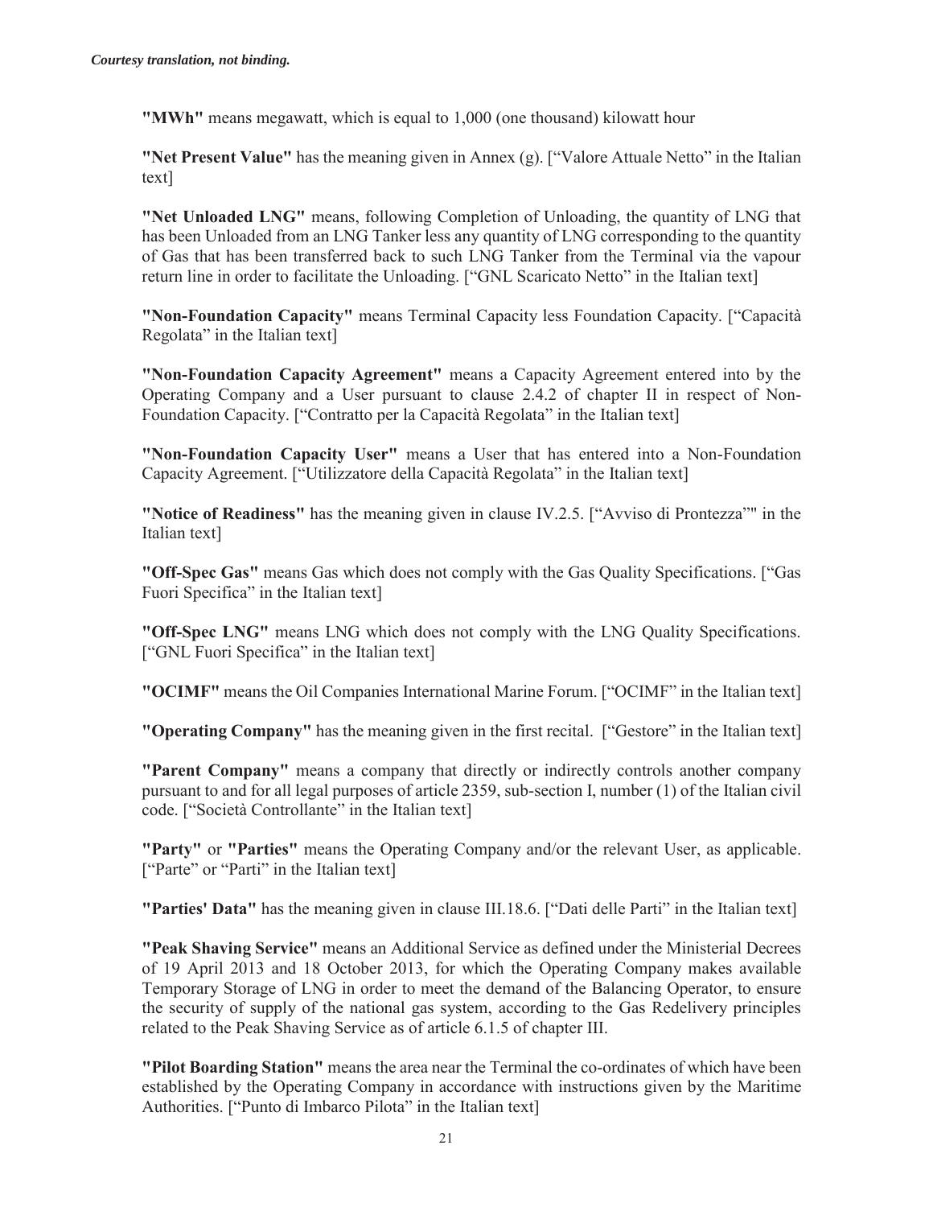*Courtesy translation, not binding.*

**"MWh"** means megawatt, which is equal to 1,000 (one thousand) kilowatt hour

**"Net Present Value"** has the meaning given in Annex (g). ["Valore Attuale Netto" in the Italian text]

**"Net Unloaded LNG"** means, following Completion of Unloading, the quantity of LNG that has been Unloaded from an LNG Tanker less any quantity of LNG corresponding to the quantity of Gas that has been transferred back to such LNG Tanker from the Terminal via the vapour return line in order to facilitate the Unloading. ["GNL Scaricato Netto" in the Italian text]

**"Non-Foundation Capacity"** means Terminal Capacity less Foundation Capacity. ["Capacità Regolata" in the Italian text]

**"Non-Foundation Capacity Agreement"** means a Capacity Agreement entered into by the Operating Company and a User pursuant to clause 2.4.2 of chapter II in respect of Non-Foundation Capacity. ["Contratto per la Capacità Regolata" in the Italian text]

**"Non-Foundation Capacity User"** means a User that has entered into a Non-Foundation Capacity Agreement. ["Utilizzatore della Capacità Regolata" in the Italian text]

**"Notice of Readiness"** has the meaning given in clause IV.2.5. ["Avviso di Prontezza"" in the Italian text]

**"Off-Spec Gas"** means Gas which does not comply with the Gas Quality Specifications. ["Gas Fuori Specifica" in the Italian text]

**"Off-Spec LNG"** means LNG which does not comply with the LNG Quality Specifications. ["GNL Fuori Specifica" in the Italian text]

**"OCIMF"** means the Oil Companies International Marine Forum. ["OCIMF" in the Italian text]

**"Operating Company"** has the meaning given in the first recital. ["Gestore" in the Italian text]

**"Parent Company"** means a company that directly or indirectly controls another company pursuant to and for all legal purposes of article 2359, sub-section I, number (1) of the Italian civil code. ["Società Controllante" in the Italian text]

**"Party"** or **"Parties"** means the Operating Company and/or the relevant User, as applicable. ["Parte" or "Parti" in the Italian text]

**"Parties' Data"** has the meaning given in clause III.18.6. ["Dati delle Parti" in the Italian text]

**"Peak Shaving Service"** means an Additional Service as defined under the Ministerial Decrees of 19 April 2013 and 18 October 2013, for which the Operating Company makes available Temporary Storage of LNG in order to meet the demand of the Balancing Operator, to ensure the security of supply of the national gas system, according to the Gas Redelivery principles related to the Peak Shaving Service as of article 6.1.5 of chapter III.

**"Pilot Boarding Station"** means the area near the Terminal the co-ordinates of which have been established by the Operating Company in accordance with instructions given by the Maritime Authorities. ["Punto di Imbarco Pilota" in the Italian text]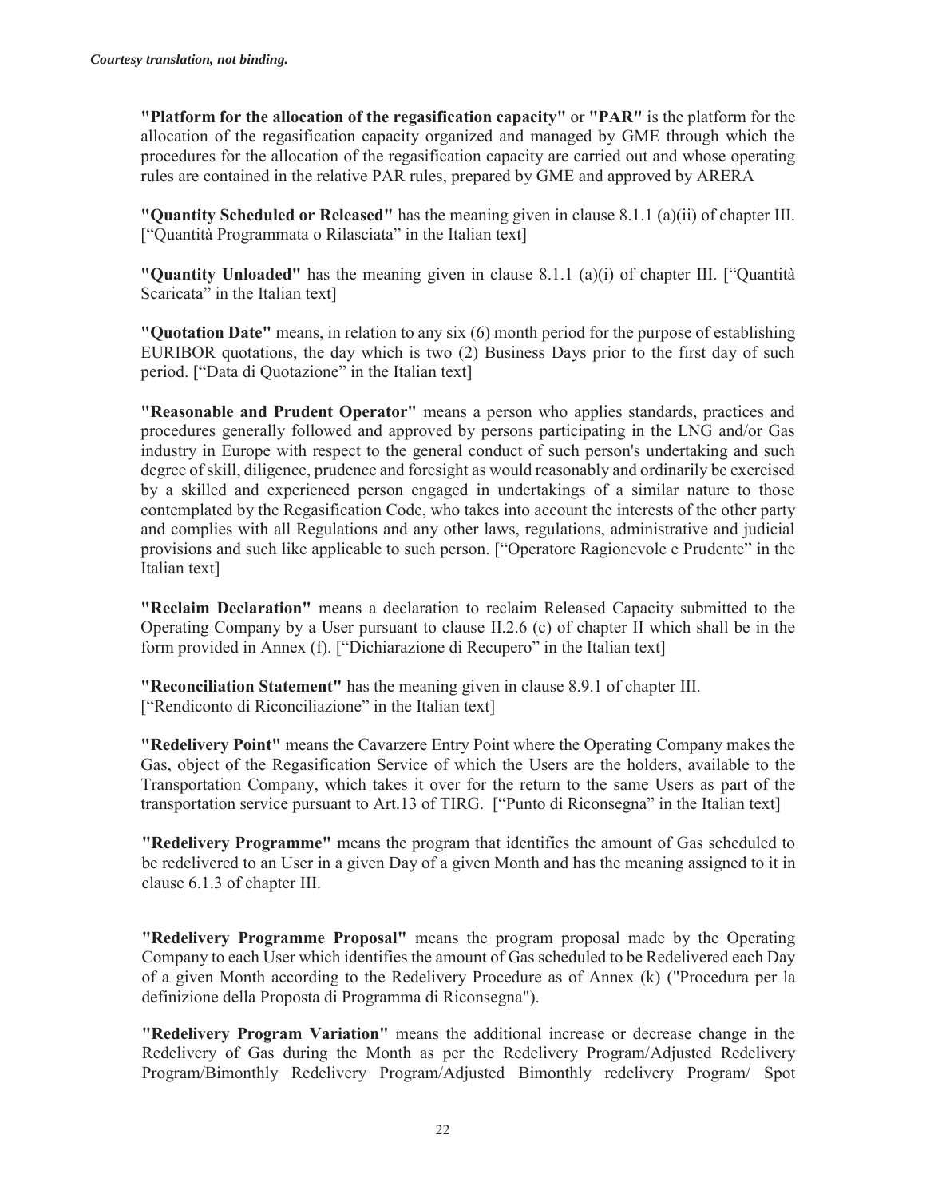*Courtesy translation, not binding.*

**"Platform for the allocation of the regasification capacity"** or **"PAR"** is the platform for the allocation of the regasification capacity organized and managed by GME through which the procedures for the allocation of the regasification capacity are carried out and whose operating rules are contained in the relative PAR rules, prepared by GME and approved by ARERA

**"Quantity Scheduled or Released"** has the meaning given in clause 8.1.1 (a)(ii) of chapter III. ["Quantità Programmata o Rilasciata" in the Italian text]

**"Quantity Unloaded"** has the meaning given in clause 8.1.1 (a)(i) of chapter III. ["Quantità Scaricata" in the Italian text]

**"Quotation Date"** means, in relation to any six (6) month period for the purpose of establishing EURIBOR quotations, the day which is two (2) Business Days prior to the first day of such period. ["Data di Quotazione" in the Italian text]

**"Reasonable and Prudent Operator"** means a person who applies standards, practices and procedures generally followed and approved by persons participating in the LNG and/or Gas industry in Europe with respect to the general conduct of such person's undertaking and such degree of skill, diligence, prudence and foresight as would reasonably and ordinarily be exercised by a skilled and experienced person engaged in undertakings of a similar nature to those contemplated by the Regasification Code, who takes into account the interests of the other party and complies with all Regulations and any other laws, regulations, administrative and judicial provisions and such like applicable to such person. ["Operatore Ragionevole e Prudente" in the Italian text]

**"Reclaim Declaration"** means a declaration to reclaim Released Capacity submitted to the Operating Company by a User pursuant to clause II.2.6 (c) of chapter II which shall be in the form provided in Annex (f). ["Dichiarazione di Recupero" in the Italian text]

**"Reconciliation Statement"** has the meaning given in clause 8.9.1 of chapter III. ["Rendiconto di Riconciliazione" in the Italian text]

**"Redelivery Point"** means the Cavarzere Entry Point where the Operating Company makes the Gas, object of the Regasification Service of which the Users are the holders, available to the Transportation Company, which takes it over for the return to the same Users as part of the transportation service pursuant to Art.13 of TIRG. ["Punto di Riconsegna" in the Italian text]

**"Redelivery Programme"** means the program that identifies the amount of Gas scheduled to be redelivered to an User in a given Day of a given Month and has the meaning assigned to it in clause 6.1.3 of chapter III.

**"Redelivery Programme Proposal"** means the program proposal made by the Operating Company to each User which identifies the amount of Gas scheduled to be Redelivered each Day of a given Month according to the Redelivery Procedure as of Annex (k) ("Procedura per la definizione della Proposta di Programma di Riconsegna").

**"Redelivery Program Variation"** means the additional increase or decrease change in the Redelivery of Gas during the Month as per the Redelivery Program/Adjusted Redelivery Program/Bimonthly Redelivery Program/Adjusted Bimonthly redelivery Program/ Spot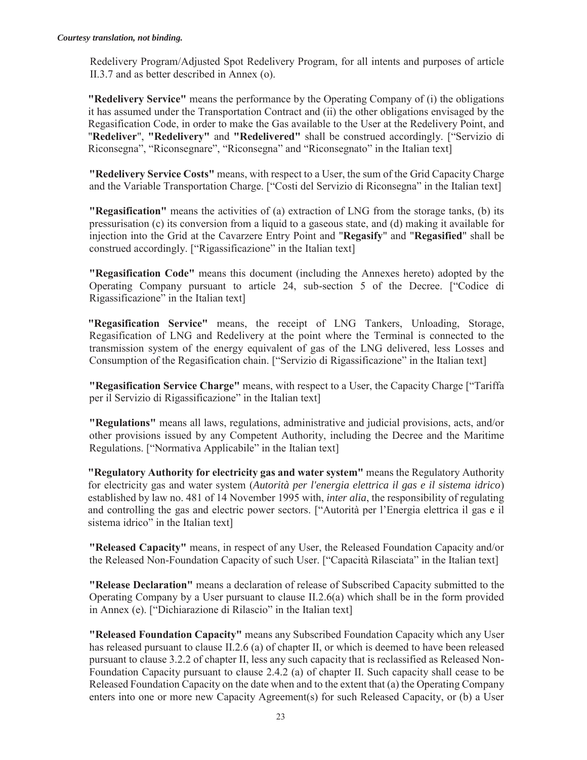Redelivery Program/Adjusted Spot Redelivery Program, for all intents and purposes of article II.3.7 and as better described in Annex (o).

**"Redelivery Service"** means the performance by the Operating Company of (i) the obligations it has assumed under the Transportation Contract and (ii) the other obligations envisaged by the Regasification Code, in order to make the Gas available to the User at the Redelivery Point, and "**Redeliver**", **"Redelivery"** and **"Redelivered"** shall be construed accordingly. ["Servizio di Riconsegna", "Riconsegnare", "Riconsegna" and "Riconsegnato" in the Italian text]

**"Redelivery Service Costs"** means, with respect to a User, the sum of the Grid Capacity Charge and the Variable Transportation Charge. ["Costi del Servizio di Riconsegna" in the Italian text]

**"Regasification"** means the activities of (a) extraction of LNG from the storage tanks, (b) its pressurisation (c) its conversion from a liquid to a gaseous state, and (d) making it available for injection into the Grid at the Cavarzere Entry Point and "**Regasify**" and "**Regasified**" shall be construed accordingly. ["Rigassificazione" in the Italian text]

**"Regasification Code"** means this document (including the Annexes hereto) adopted by the Operating Company pursuant to article 24, sub-section 5 of the Decree. ["Codice di Rigassificazione" in the Italian text]

**"Regasification Service"** means, the receipt of LNG Tankers, Unloading, Storage, Regasification of LNG and Redelivery at the point where the Terminal is connected to the transmission system of the energy equivalent of gas of the LNG delivered, less Losses and Consumption of the Regasification chain. ["Servizio di Rigassificazione" in the Italian text]

**"Regasification Service Charge"** means, with respect to a User, the Capacity Charge ["Tariffa per il Servizio di Rigassificazione" in the Italian text]

**"Regulations"** means all laws, regulations, administrative and judicial provisions, acts, and/or other provisions issued by any Competent Authority, including the Decree and the Maritime Regulations. ["Normativa Applicabile" in the Italian text]

**"Regulatory Authority for electricity gas and water system"** means the Regulatory Authority for electricity gas and water system (*Autorità per l'energia elettrica il gas e il sistema idrico*) established by law no. 481 of 14 November 1995 with, *inter alia*, the responsibility of regulating and controlling the gas and electric power sectors. ["Autorità per l'Energia elettrica il gas e il sistema idrico" in the Italian text]

**"Released Capacity"** means, in respect of any User, the Released Foundation Capacity and/or the Released Non-Foundation Capacity of such User. ["Capacità Rilasciata" in the Italian text]

**"Release Declaration"** means a declaration of release of Subscribed Capacity submitted to the Operating Company by a User pursuant to clause II.2.6(a) which shall be in the form provided in Annex (e). ["Dichiarazione di Rilascio" in the Italian text]

**"Released Foundation Capacity"** means any Subscribed Foundation Capacity which any User has released pursuant to clause II.2.6 (a) of chapter II, or which is deemed to have been released pursuant to clause 3.2.2 of chapter II, less any such capacity that is reclassified as Released Non-Foundation Capacity pursuant to clause 2.4.2 (a) of chapter II. Such capacity shall cease to be Released Foundation Capacity on the date when and to the extent that (a) the Operating Company enters into one or more new Capacity Agreement(s) for such Released Capacity, or (b) a User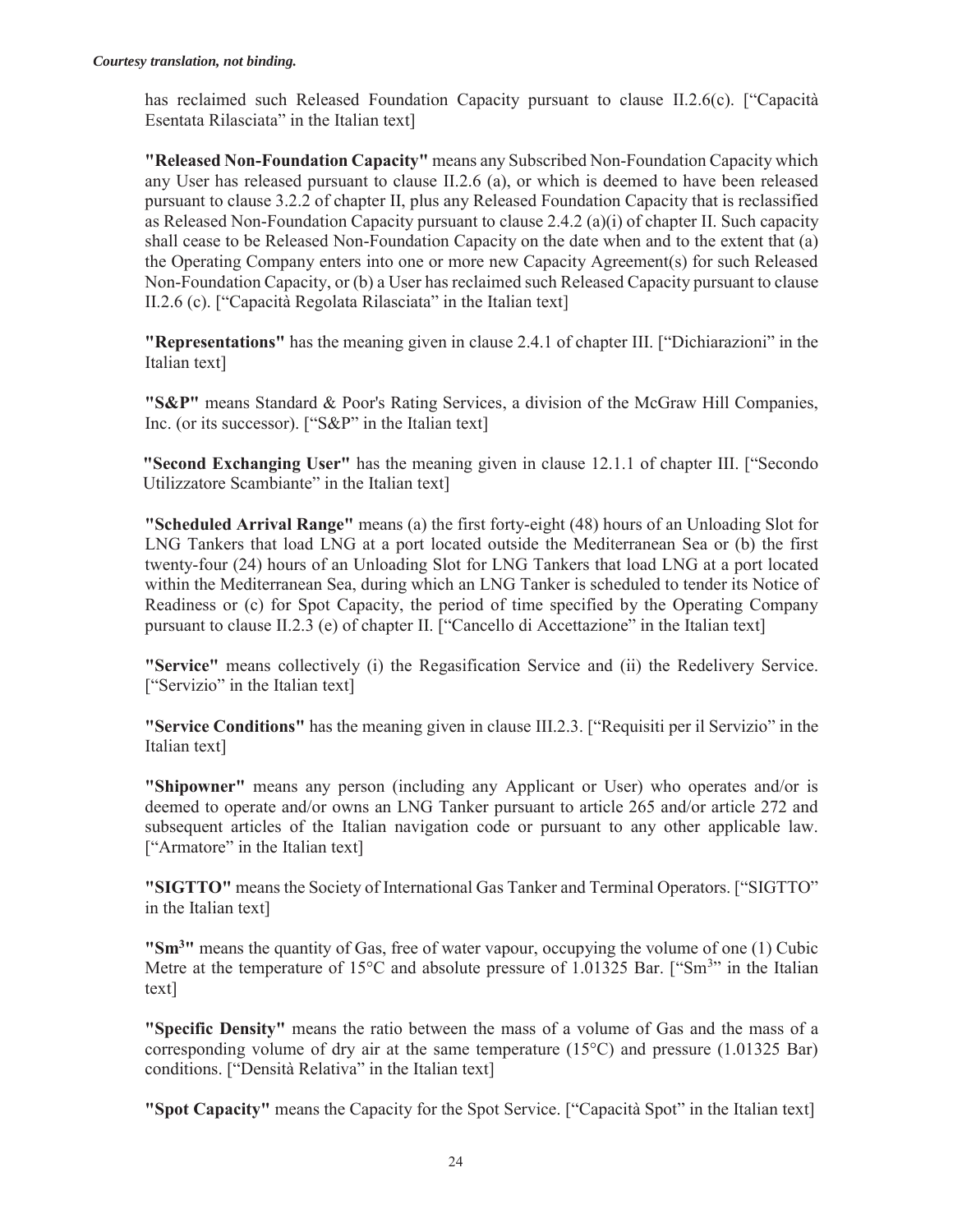*Courtesy translation, not binding.*

has reclaimed such Released Foundation Capacity pursuant to clause II.2.6(c). ["Capacità Esentata Rilasciata" in the Italian text]

**"Released Non-Foundation Capacity"** means any Subscribed Non-Foundation Capacity which any User has released pursuant to clause II.2.6 (a), or which is deemed to have been released pursuant to clause 3.2.2 of chapter II, plus any Released Foundation Capacity that is reclassified as Released Non-Foundation Capacity pursuant to clause 2.4.2 (a)(i) of chapter II. Such capacity shall cease to be Released Non-Foundation Capacity on the date when and to the extent that (a) the Operating Company enters into one or more new Capacity Agreement(s) for such Released Non-Foundation Capacity, or (b) a User has reclaimed such Released Capacity pursuant to clause II.2.6 (c). ["Capacità Regolata Rilasciata" in the Italian text]

**"Representations"** has the meaning given in clause 2.4.1 of chapter III. ["Dichiarazioni" in the Italian text]

**"S&P"** means Standard & Poor's Rating Services, a division of the McGraw Hill Companies, Inc. (or its successor). ["S&P" in the Italian text]

**"Second Exchanging User"** has the meaning given in clause 12.1.1 of chapter III. ["Secondo Utilizzatore Scambiante" in the Italian text]

**"Scheduled Arrival Range"** means (a) the first forty-eight (48) hours of an Unloading Slot for LNG Tankers that load LNG at a port located outside the Mediterranean Sea or (b) the first twenty-four (24) hours of an Unloading Slot for LNG Tankers that load LNG at a port located within the Mediterranean Sea, during which an LNG Tanker is scheduled to tender its Notice of Readiness or (c) for Spot Capacity, the period of time specified by the Operating Company pursuant to clause II.2.3 (e) of chapter II. ["Cancello di Accettazione" in the Italian text]

**"Service"** means collectively (i) the Regasification Service and (ii) the Redelivery Service. ["Servizio" in the Italian text]

**"Service Conditions"** has the meaning given in clause III.2.3. ["Requisiti per il Servizio" in the Italian text]

**"Shipowner"** means any person (including any Applicant or User) who operates and/or is deemed to operate and/or owns an LNG Tanker pursuant to article 265 and/or article 272 and subsequent articles of the Italian navigation code or pursuant to any other applicable law. ["Armatore" in the Italian text]

**"SIGTTO"** means the Society of International Gas Tanker and Terminal Operators. ["SIGTTO" in the Italian text]

**"Sm$^3$"** means the quantity of Gas, free of water vapour, occupying the volume of one (1) Cubic Metre at the temperature of 15°C and absolute pressure of 1.01325 Bar. ["Sm$^3$" in the Italian text]

**"Specific Density"** means the ratio between the mass of a volume of Gas and the mass of a corresponding volume of dry air at the same temperature (15°C) and pressure (1.01325 Bar) conditions. ["Densità Relativa" in the Italian text]

**"Spot Capacity"** means the Capacity for the Spot Service. ["Capacità Spot" in the Italian text]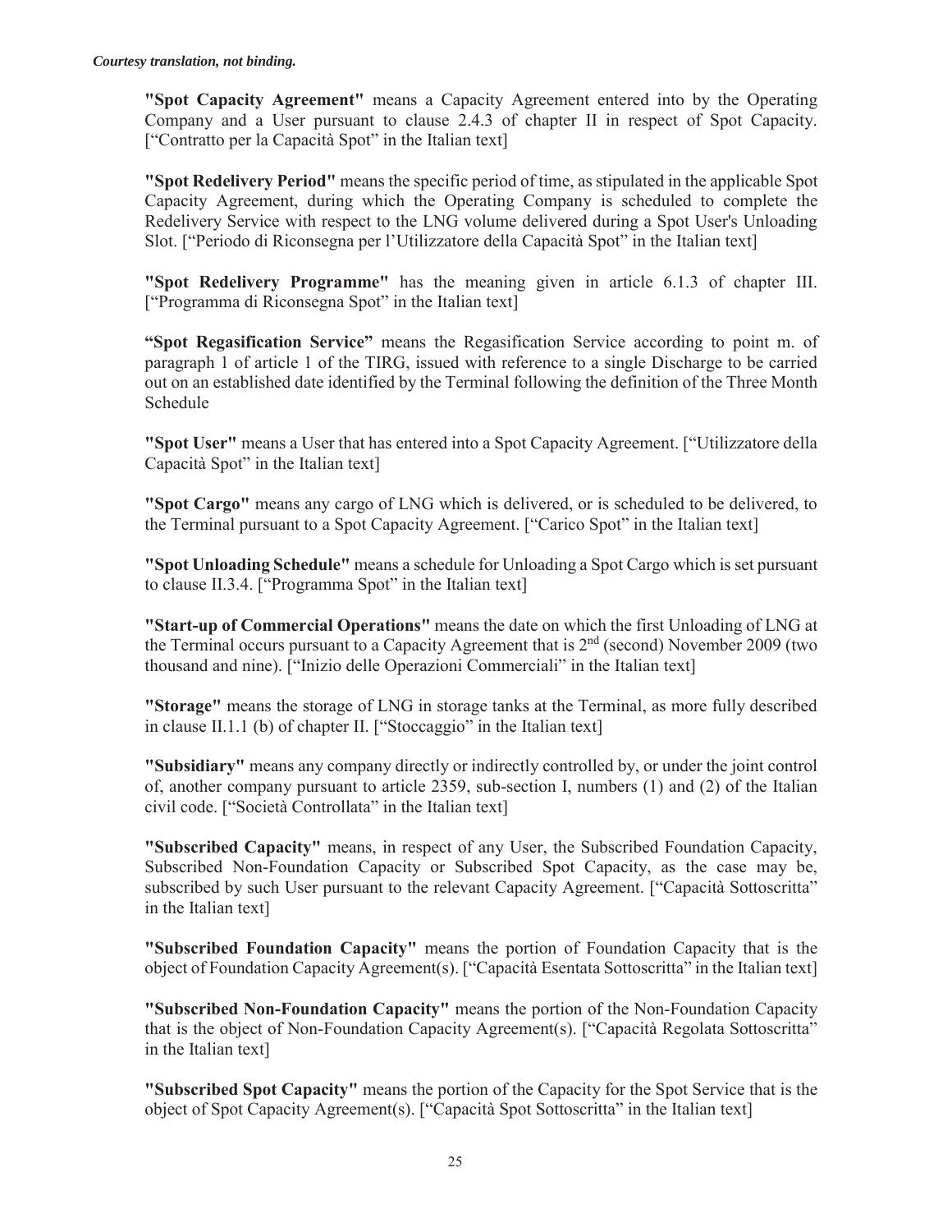*Courtesy translation, not binding.*

**"Spot Capacity Agreement"** means a Capacity Agreement entered into by the Operating Company and a User pursuant to clause 2.4.3 of chapter II in respect of Spot Capacity. ["Contratto per la Capacità Spot" in the Italian text]

**"Spot Redelivery Period"** means the specific period of time, as stipulated in the applicable Spot Capacity Agreement, during which the Operating Company is scheduled to complete the Redelivery Service with respect to the LNG volume delivered during a Spot User's Unloading Slot. ["Periodo di Riconsegna per l'Utilizzatore della Capacità Spot" in the Italian text]

**"Spot Redelivery Programme"** has the meaning given in article 6.1.3 of chapter III. ["Programma di Riconsegna Spot" in the Italian text]

**"Spot Regasification Service"** means the Regasification Service according to point m. of paragraph 1 of article 1 of the TIRG, issued with reference to a single Discharge to be carried out on an established date identified by the Terminal following the definition of the Three Month Schedule

**"Spot User"** means a User that has entered into a Spot Capacity Agreement. ["Utilizzatore della Capacità Spot" in the Italian text]

**"Spot Cargo"** means any cargo of LNG which is delivered, or is scheduled to be delivered, to the Terminal pursuant to a Spot Capacity Agreement. ["Carico Spot" in the Italian text]

**"Spot Unloading Schedule"** means a schedule for Unloading a Spot Cargo which is set pursuant to clause II.3.4. ["Programma Spot" in the Italian text]

**"Start-up of Commercial Operations"** means the date on which the first Unloading of LNG at the Terminal occurs pursuant to a Capacity Agreement that is 2nd (second) November 2009 (two thousand and nine). ["Inizio delle Operazioni Commerciali" in the Italian text]

**"Storage"** means the storage of LNG in storage tanks at the Terminal, as more fully described in clause II.1.1 (b) of chapter II. ["Stoccaggio" in the Italian text]

**"Subsidiary"** means any company directly or indirectly controlled by, or under the joint control of, another company pursuant to article 2359, sub-section I, numbers (1) and (2) of the Italian civil code. ["Società Controllata" in the Italian text]

**"Subscribed Capacity"** means, in respect of any User, the Subscribed Foundation Capacity, Subscribed Non-Foundation Capacity or Subscribed Spot Capacity, as the case may be, subscribed by such User pursuant to the relevant Capacity Agreement. ["Capacità Sottoscritta" in the Italian text]

**"Subscribed Foundation Capacity"** means the portion of Foundation Capacity that is the object of Foundation Capacity Agreement(s). ["Capacità Esentata Sottoscritta" in the Italian text]

**"Subscribed Non-Foundation Capacity"** means the portion of the Non-Foundation Capacity that is the object of Non-Foundation Capacity Agreement(s). ["Capacità Regolata Sottoscritta" in the Italian text]

**"Subscribed Spot Capacity"** means the portion of the Capacity for the Spot Service that is the object of Spot Capacity Agreement(s). ["Capacità Spot Sottoscritta" in the Italian text]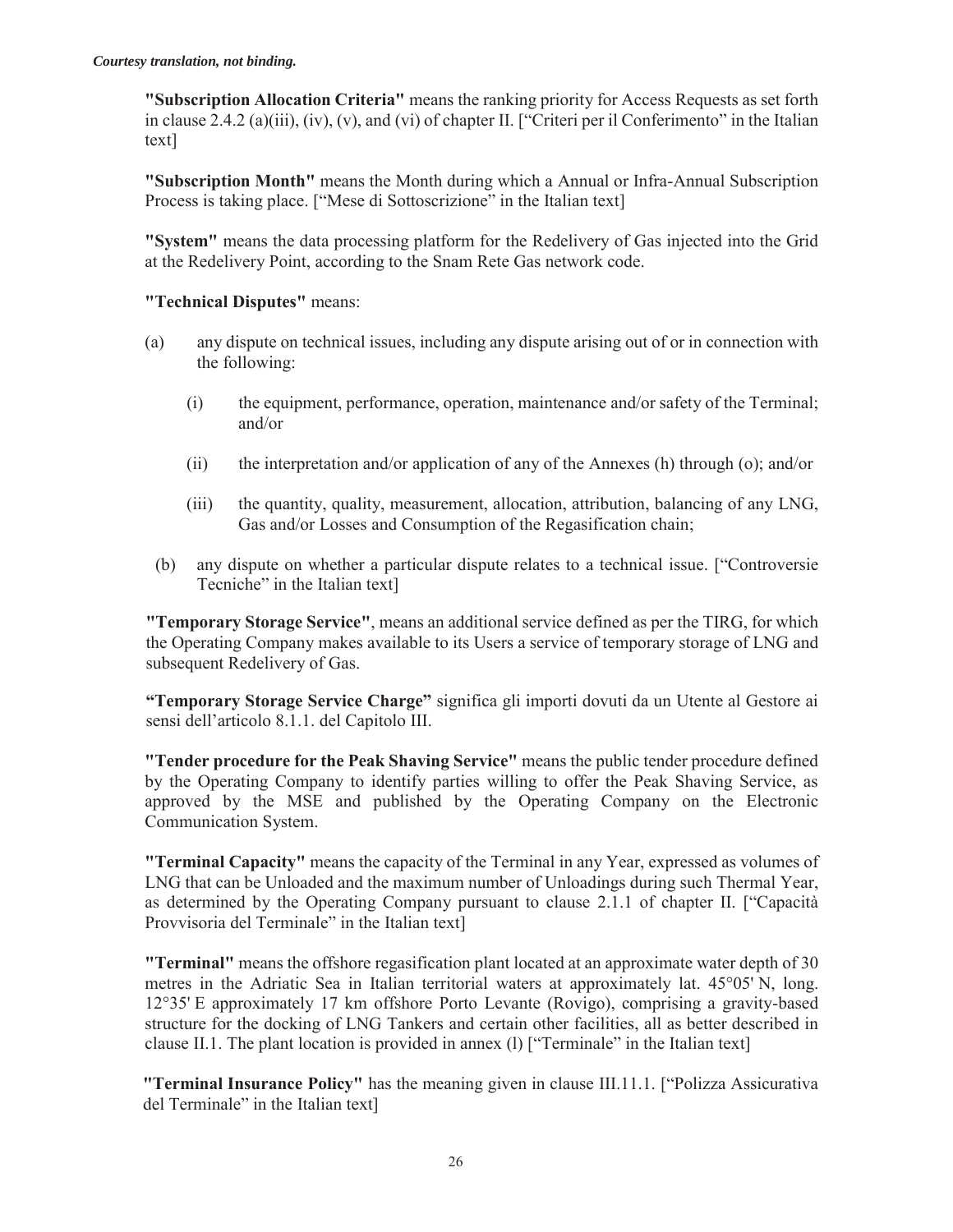*Courtesy translation, not binding.*

**"Subscription Allocation Criteria"** means the ranking priority for Access Requests as set forth in clause 2.4.2 (a)(iii), (iv), (v), and (vi) of chapter II. ["Criteri per il Conferimento" in the Italian text]

**"Subscription Month"** means the Month during which a Annual or Infra-Annual Subscription Process is taking place. ["Mese di Sottoscrizione" in the Italian text]

**"System"** means the data processing platform for the Redelivery of Gas injected into the Grid at the Redelivery Point, according to the Snam Rete Gas network code.

**"Technical Disputes"** means:

(a) any dispute on technical issues, including any dispute arising out of or in connection with the following:

   (i) the equipment, performance, operation, maintenance and/or safety of the Terminal; and/or

   (ii) the interpretation and/or application of any of the Annexes (h) through (o); and/or

   (iii) the quantity, quality, measurement, allocation, attribution, balancing of any LNG, Gas and/or Losses and Consumption of the Regasification chain;

(b) any dispute on whether a particular dispute relates to a technical issue. ["Controversie Tecniche" in the Italian text]

**"Temporary Storage Service"**, means an additional service defined as per the TIRG, for which the Operating Company makes available to its Users a service of temporary storage of LNG and subsequent Redelivery of Gas.

**"Temporary Storage Service Charge"** significa gli importi dovuti da un Utente al Gestore ai sensi dell'articolo 8.1.1. del Capitolo III.

**"Tender procedure for the Peak Shaving Service"** means the public tender procedure defined by the Operating Company to identify parties willing to offer the Peak Shaving Service, as approved by the MSE and published by the Operating Company on the Electronic Communication System.

**"Terminal Capacity"** means the capacity of the Terminal in any Year, expressed as volumes of LNG that can be Unloaded and the maximum number of Unloadings during such Thermal Year, as determined by the Operating Company pursuant to clause 2.1.1 of chapter II. ["Capacità Provvisoria del Terminale" in the Italian text]

**"Terminal"** means the offshore regasification plant located at an approximate water depth of 30 metres in the Adriatic Sea in Italian territorial waters at approximately lat. 45°05' N, long. 12°35' E approximately 17 km offshore Porto Levante (Rovigo), comprising a gravity-based structure for the docking of LNG Tankers and certain other facilities, all as better described in clause II.1. The plant location is provided in annex (l) ["Terminale" in the Italian text]

**"Terminal Insurance Policy"** has the meaning given in clause III.11.1. ["Polizza Assicurativa del Terminale" in the Italian text]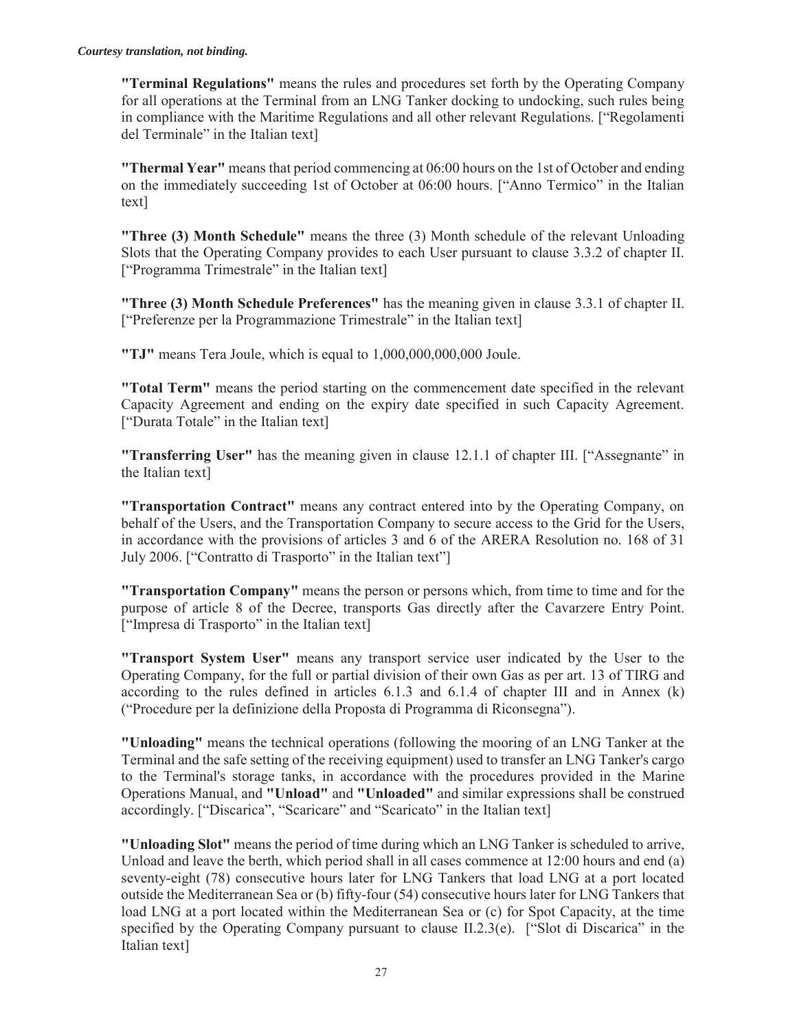*Courtesy translation, not binding.*

**"Terminal Regulations"** means the rules and procedures set forth by the Operating Company for all operations at the Terminal from an LNG Tanker docking to undocking, such rules being in compliance with the Maritime Regulations and all other relevant Regulations. ["Regolamenti del Terminale" in the Italian text]

**"Thermal Year"** means that period commencing at 06:00 hours on the 1st of October and ending on the immediately succeeding 1st of October at 06:00 hours. ["Anno Termico" in the Italian text]

**"Three (3) Month Schedule"** means the three (3) Month schedule of the relevant Unloading Slots that the Operating Company provides to each User pursuant to clause 3.3.2 of chapter II. ["Programma Trimestrale" in the Italian text]

**"Three (3) Month Schedule Preferences"** has the meaning given in clause 3.3.1 of chapter II. ["Preferenze per la Programmazione Trimestrale" in the Italian text]

**"TJ"** means Tera Joule, which is equal to 1,000,000,000,000 Joule.

**"Total Term"** means the period starting on the commencement date specified in the relevant Capacity Agreement and ending on the expiry date specified in such Capacity Agreement. ["Durata Totale" in the Italian text]

**"Transferring User"** has the meaning given in clause 12.1.1 of chapter III. ["Assegnante" in the Italian text]

**"Transportation Contract"** means any contract entered into by the Operating Company, on behalf of the Users, and the Transportation Company to secure access to the Grid for the Users, in accordance with the provisions of articles 3 and 6 of the ARERA Resolution no. 168 of 31 July 2006. ["Contratto di Trasporto" in the Italian text"]

**"Transportation Company"** means the person or persons which, from time to time and for the purpose of article 8 of the Decree, transports Gas directly after the Cavarzere Entry Point. ["Impresa di Trasporto" in the Italian text]

**"Transport System User"** means any transport service user indicated by the User to the Operating Company, for the full or partial division of their own Gas as per art. 13 of TIRG and according to the rules defined in articles 6.1.3 and 6.1.4 of chapter III and in Annex (k) ("Procedure per la definizione della Proposta di Programma di Riconsegna").

**"Unloading"** means the technical operations (following the mooring of an LNG Tanker at the Terminal and the safe setting of the receiving equipment) used to transfer an LNG Tanker's cargo to the Terminal's storage tanks, in accordance with the procedures provided in the Marine Operations Manual, and **"Unload"** and **"Unloaded"** and similar expressions shall be construed accordingly. ["Discarica", "Scaricare" and "Scaricato" in the Italian text]

**"Unloading Slot"** means the period of time during which an LNG Tanker is scheduled to arrive, Unload and leave the berth, which period shall in all cases commence at 12:00 hours and end (a) seventy-eight (78) consecutive hours later for LNG Tankers that load LNG at a port located outside the Mediterranean Sea or (b) fifty-four (54) consecutive hours later for LNG Tankers that load LNG at a port located within the Mediterranean Sea or (c) for Spot Capacity, at the time specified by the Operating Company pursuant to clause II.2.3(e). ["Slot di Discarica" in the Italian text]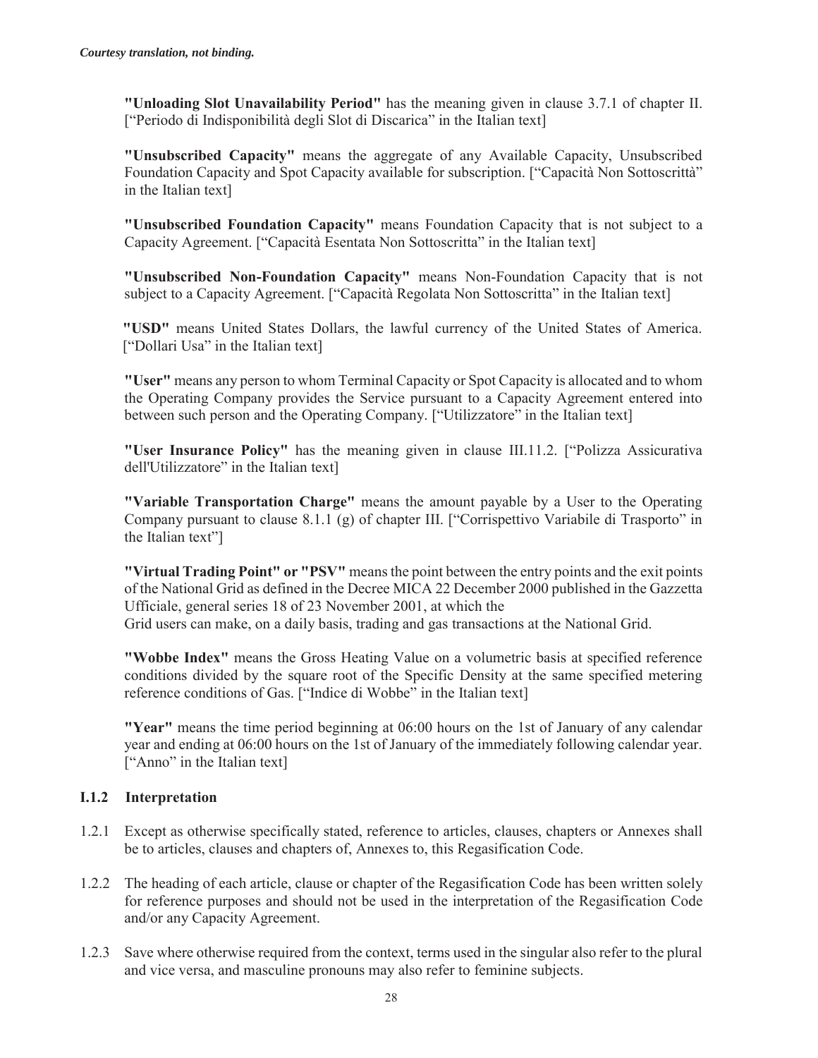*Courtesy translation, not binding.*

**"Unloading Slot Unavailability Period"** has the meaning given in clause 3.7.1 of chapter II. ["Periodo di Indisponibilità degli Slot di Discarica" in the Italian text]

**"Unsubscribed Capacity"** means the aggregate of any Available Capacity, Unsubscribed Foundation Capacity and Spot Capacity available for subscription. ["Capacità Non Sottoscrittà" in the Italian text]

**"Unsubscribed Foundation Capacity"** means Foundation Capacity that is not subject to a Capacity Agreement. ["Capacità Esentata Non Sottoscritta" in the Italian text]

**"Unsubscribed Non-Foundation Capacity"** means Non-Foundation Capacity that is not subject to a Capacity Agreement. ["Capacità Regolata Non Sottoscritta" in the Italian text]

**"USD"** means United States Dollars, the lawful currency of the United States of America. ["Dollari Usa" in the Italian text]

**"User"** means any person to whom Terminal Capacity or Spot Capacity is allocated and to whom the Operating Company provides the Service pursuant to a Capacity Agreement entered into between such person and the Operating Company. ["Utilizzatore" in the Italian text]

**"User Insurance Policy"** has the meaning given in clause III.11.2. ["Polizza Assicurativa dell'Utilizzatore" in the Italian text]

**"Variable Transportation Charge"** means the amount payable by a User to the Operating Company pursuant to clause 8.1.1 (g) of chapter III. ["Corrispettivo Variabile di Trasporto" in the Italian text"]

**"Virtual Trading Point" or "PSV"** means the point between the entry points and the exit points of the National Grid as defined in the Decree MICA 22 December 2000 published in the Gazzetta Ufficiale, general series 18 of 23 November 2001, at which the
Grid users can make, on a daily basis, trading and gas transactions at the National Grid.

**"Wobbe Index"** means the Gross Heating Value on a volumetric basis at specified reference conditions divided by the square root of the Specific Density at the same specified metering reference conditions of Gas. ["Indice di Wobbe" in the Italian text]

**"Year"** means the time period beginning at 06:00 hours on the 1st of January of any calendar year and ending at 06:00 hours on the 1st of January of the immediately following calendar year. ["Anno" in the Italian text]

### I.1.2 Interpretation

1.2.1 Except as otherwise specifically stated, reference to articles, clauses, chapters or Annexes shall be to articles, clauses and chapters of, Annexes to, this Regasification Code.

1.2.2 The heading of each article, clause or chapter of the Regasification Code has been written solely for reference purposes and should not be used in the interpretation of the Regasification Code and/or any Capacity Agreement.

1.2.3 Save where otherwise required from the context, terms used in the singular also refer to the plural and vice versa, and masculine pronouns may also refer to feminine subjects.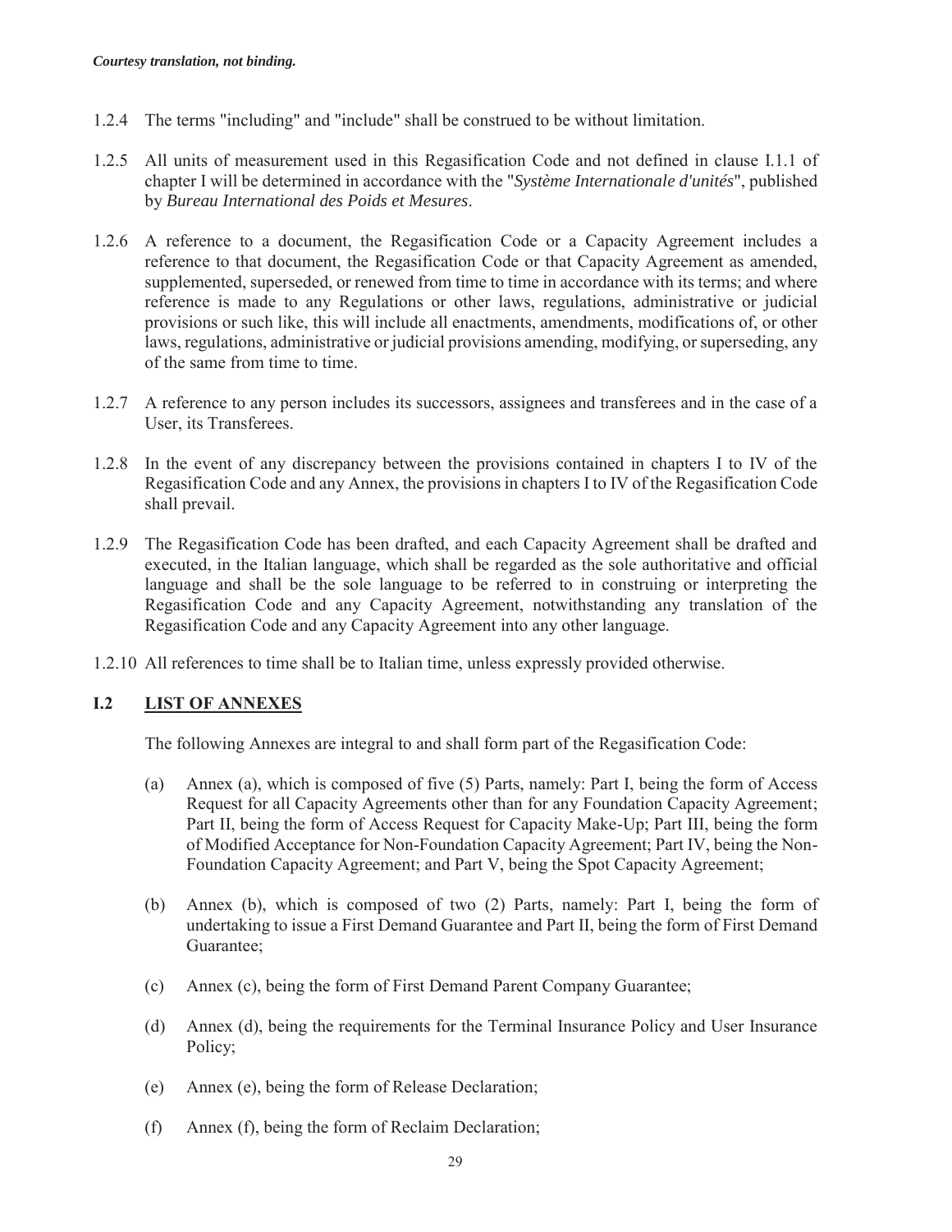*Courtesy translation, not binding.*

1.2.4 The terms "including" and "include" shall be construed to be without limitation.

1.2.5 All units of measurement used in this Regasification Code and not defined in clause I.1.1 of chapter I will be determined in accordance with the "*Système Internationale d'unités*", published by *Bureau International des Poids et Mesures*.

1.2.6 A reference to a document, the Regasification Code or a Capacity Agreement includes a reference to that document, the Regasification Code or that Capacity Agreement as amended, supplemented, superseded, or renewed from time to time in accordance with its terms; and where reference is made to any Regulations or other laws, regulations, administrative or judicial provisions or such like, this will include all enactments, amendments, modifications of, or other laws, regulations, administrative or judicial provisions amending, modifying, or superseding, any of the same from time to time.

1.2.7 A reference to any person includes its successors, assignees and transferees and in the case of a User, its Transferees.

1.2.8 In the event of any discrepancy between the provisions contained in chapters I to IV of the Regasification Code and any Annex, the provisions in chapters I to IV of the Regasification Code shall prevail.

1.2.9 The Regasification Code has been drafted, and each Capacity Agreement shall be drafted and executed, in the Italian language, which shall be regarded as the sole authoritative and official language and shall be the sole language to be referred to in construing or interpreting the Regasification Code and any Capacity Agreement, notwithstanding any translation of the Regasification Code and any Capacity Agreement into any other language.

1.2.10 All references to time shall be to Italian time, unless expressly provided otherwise.

## I.2 LIST OF ANNEXES

The following Annexes are integral to and shall form part of the Regasification Code:

(a) Annex (a), which is composed of five (5) Parts, namely: Part I, being the form of Access Request for all Capacity Agreements other than for any Foundation Capacity Agreement; Part II, being the form of Access Request for Capacity Make-Up; Part III, being the form of Modified Acceptance for Non-Foundation Capacity Agreement; Part IV, being the Non-Foundation Capacity Agreement; and Part V, being the Spot Capacity Agreement;

(b) Annex (b), which is composed of two (2) Parts, namely: Part I, being the form of undertaking to issue a First Demand Guarantee and Part II, being the form of First Demand Guarantee;

(c) Annex (c), being the form of First Demand Parent Company Guarantee;

(d) Annex (d), being the requirements for the Terminal Insurance Policy and User Insurance Policy;

(e) Annex (e), being the form of Release Declaration;

(f) Annex (f), being the form of Reclaim Declaration;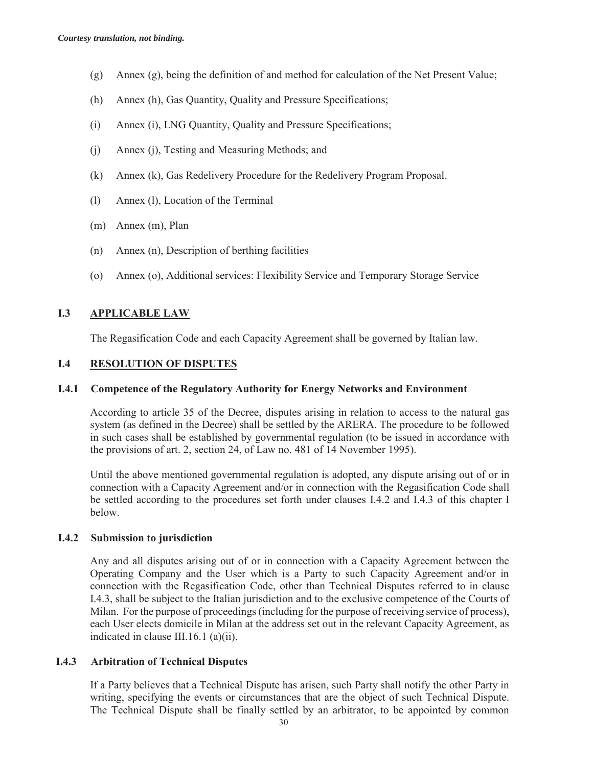*Courtesy translation, not binding.*

(g) Annex (g), being the definition of and method for calculation of the Net Present Value;

(h) Annex (h), Gas Quantity, Quality and Pressure Specifications;

(i) Annex (i), LNG Quantity, Quality and Pressure Specifications;

(j) Annex (j), Testing and Measuring Methods; and

(k) Annex (k), Gas Redelivery Procedure for the Redelivery Program Proposal.

(l) Annex (l), Location of the Terminal

(m) Annex (m), Plan

(n) Annex (n), Description of berthing facilities

(o) Annex (o), Additional services: Flexibility Service and Temporary Storage Service

## I.3 APPLICABLE LAW

The Regasification Code and each Capacity Agreement shall be governed by Italian law.

## I.4 RESOLUTION OF DISPUTES

### I.4.1 Competence of the Regulatory Authority for Energy Networks and Environment

According to article 35 of the Decree, disputes arising in relation to access to the natural gas system (as defined in the Decree) shall be settled by the ARERA. The procedure to be followed in such cases shall be established by governmental regulation (to be issued in accordance with the provisions of art. 2, section 24, of Law no. 481 of 14 November 1995).

Until the above mentioned governmental regulation is adopted, any dispute arising out of or in connection with a Capacity Agreement and/or in connection with the Regasification Code shall be settled according to the procedures set forth under clauses I.4.2 and I.4.3 of this chapter I below.

### I.4.2 Submission to jurisdiction

Any and all disputes arising out of or in connection with a Capacity Agreement between the Operating Company and the User which is a Party to such Capacity Agreement and/or in connection with the Regasification Code, other than Technical Disputes referred to in clause I.4.3, shall be subject to the Italian jurisdiction and to the exclusive competence of the Courts of Milan. For the purpose of proceedings (including for the purpose of receiving service of process), each User elects domicile in Milan at the address set out in the relevant Capacity Agreement, as indicated in clause III.16.1 (a)(ii).

### I.4.3 Arbitration of Technical Disputes

If a Party believes that a Technical Dispute has arisen, such Party shall notify the other Party in writing, specifying the events or circumstances that are the object of such Technical Dispute. The Technical Dispute shall be finally settled by an arbitrator, to be appointed by common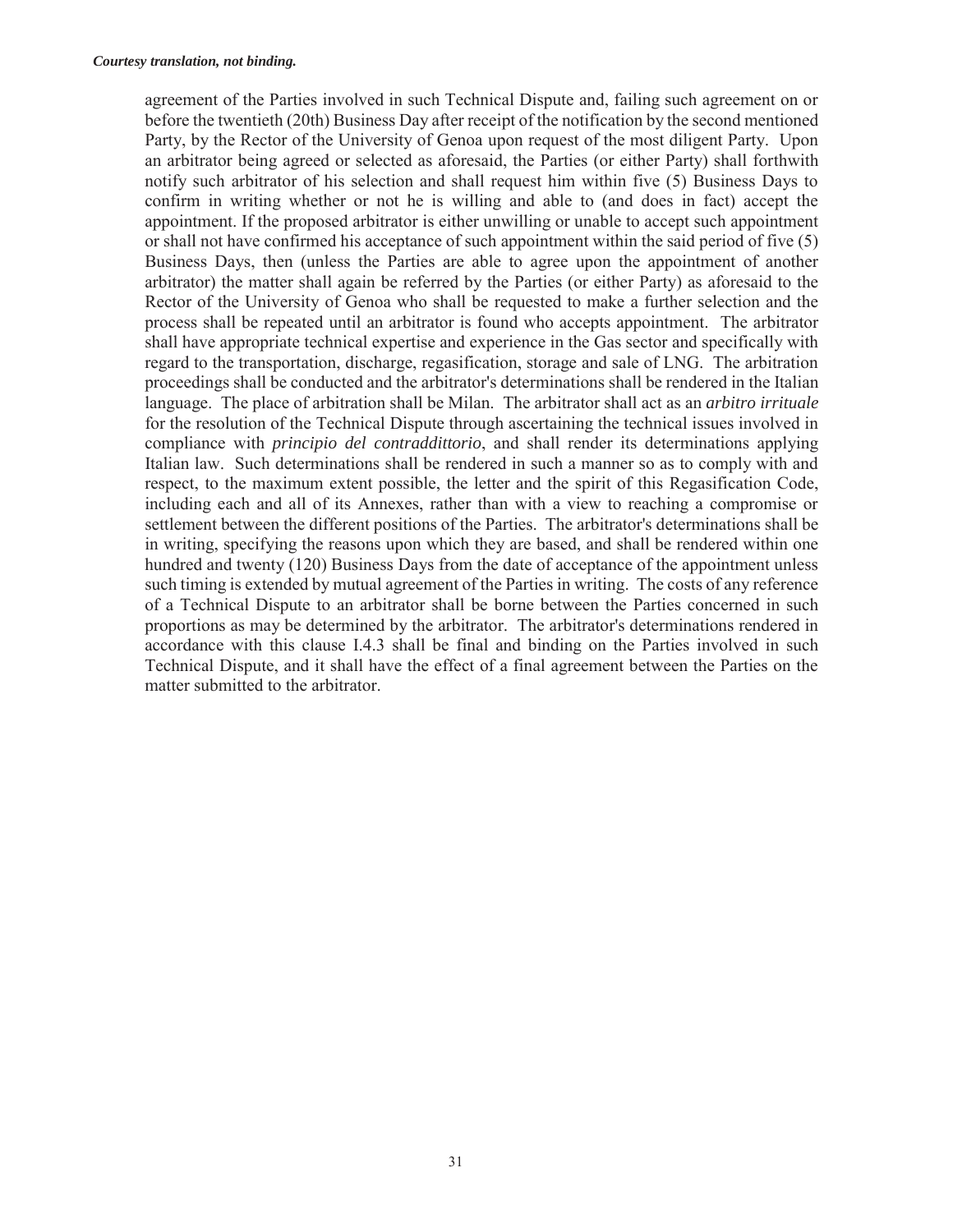agreement of the Parties involved in such Technical Dispute and, failing such agreement on or before the twentieth (20th) Business Day after receipt of the notification by the second mentioned Party, by the Rector of the University of Genoa upon request of the most diligent Party. Upon an arbitrator being agreed or selected as aforesaid, the Parties (or either Party) shall forthwith notify such arbitrator of his selection and shall request him within five (5) Business Days to confirm in writing whether or not he is willing and able to (and does in fact) accept the appointment. If the proposed arbitrator is either unwilling or unable to accept such appointment or shall not have confirmed his acceptance of such appointment within the said period of five (5) Business Days, then (unless the Parties are able to agree upon the appointment of another arbitrator) the matter shall again be referred by the Parties (or either Party) as aforesaid to the Rector of the University of Genoa who shall be requested to make a further selection and the process shall be repeated until an arbitrator is found who accepts appointment. The arbitrator shall have appropriate technical expertise and experience in the Gas sector and specifically with regard to the transportation, discharge, regasification, storage and sale of LNG. The arbitration proceedings shall be conducted and the arbitrator's determinations shall be rendered in the Italian language. The place of arbitration shall be Milan. The arbitrator shall act as an *arbitro irrituale* for the resolution of the Technical Dispute through ascertaining the technical issues involved in compliance with *principio del contraddittorio*, and shall render its determinations applying Italian law. Such determinations shall be rendered in such a manner so as to comply with and respect, to the maximum extent possible, the letter and the spirit of this Regasification Code, including each and all of its Annexes, rather than with a view to reaching a compromise or settlement between the different positions of the Parties. The arbitrator's determinations shall be in writing, specifying the reasons upon which they are based, and shall be rendered within one hundred and twenty (120) Business Days from the date of acceptance of the appointment unless such timing is extended by mutual agreement of the Parties in writing. The costs of any reference of a Technical Dispute to an arbitrator shall be borne between the Parties concerned in such proportions as may be determined by the arbitrator. The arbitrator's determinations rendered in accordance with this clause I.4.3 shall be final and binding on the Parties involved in such Technical Dispute, and it shall have the effect of a final agreement between the Parties on the matter submitted to the arbitrator.